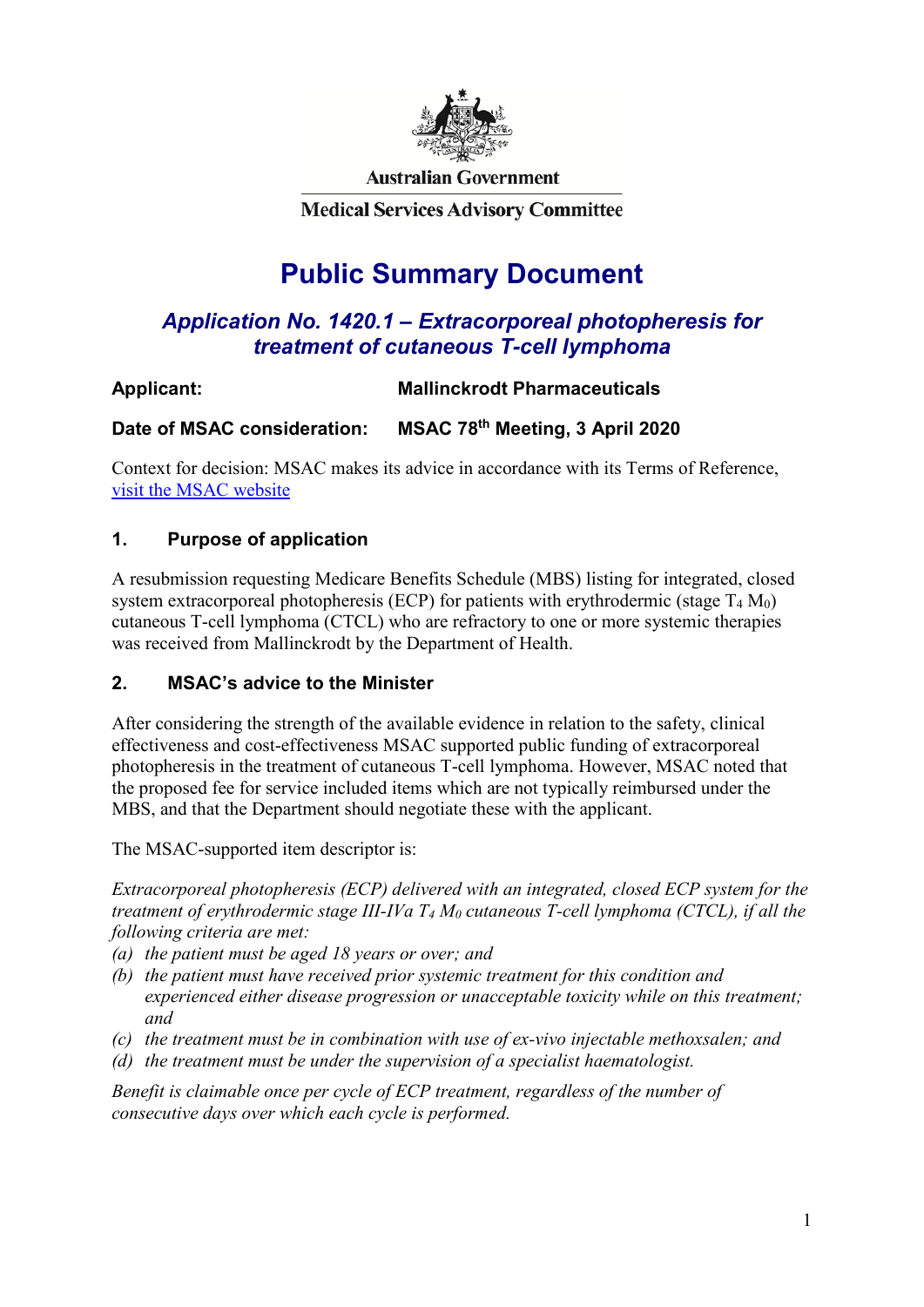Australian Government

Medical Services Advisory Committee

# Public Summary Document

## *Application No. 1420.1 – Extracorporeal photopheresis for treatment of cutaneous T-cell lymphoma*

**Applicant:** **Mallinckrodt Pharmaceuticals**

**Date of MSAC consideration:** **MSAC 78th Meeting, 3 April 2020**

Context for decision: MSAC makes its advice in accordance with its Terms of Reference, visit the MSAC website

### 1. Purpose of application

A resubmission requesting Medicare Benefits Schedule (MBS) listing for integrated, closed system extracorporeal photopheresis (ECP) for patients with erythrodermic (stage $T_4$ $M_0$) cutaneous T-cell lymphoma (CTCL) who are refractory to one or more systemic therapies was received from Mallinckrodt by the Department of Health.

### 2. MSAC's advice to the Minister

After considering the strength of the available evidence in relation to the safety, clinical effectiveness and cost-effectiveness MSAC supported public funding of extracorporeal photopheresis in the treatment of cutaneous T-cell lymphoma. However, MSAC noted that the proposed fee for service included items which are not typically reimbursed under the MBS, and that the Department should negotiate these with the applicant.

The MSAC-supported item descriptor is:

*Extracorporeal photopheresis (ECP) delivered with an integrated, closed ECP system for the treatment of erythrodermic stage III-IVa $T_4$ $M_0$ cutaneous T-cell lymphoma (CTCL), if all the following criteria are met:*

- *(a) the patient must be aged 18 years or over; and*
- *(b) the patient must have received prior systemic treatment for this condition and experienced either disease progression or unacceptable toxicity while on this treatment; and*
- *(c) the treatment must be in combination with use of ex-vivo injectable methoxsalen; and*
- *(d) the treatment must be under the supervision of a specialist haematologist.*

*Benefit is claimable once per cycle of ECP treatment, regardless of the number of consecutive days over which each cycle is performed.*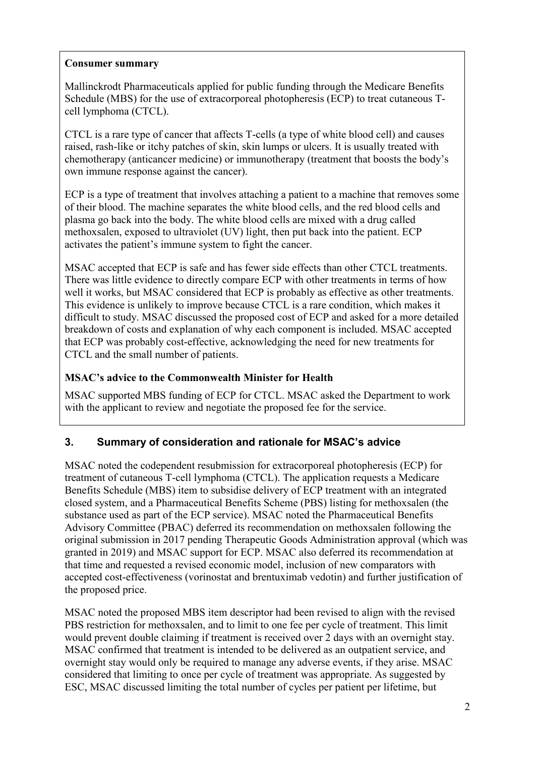**Consumer summary**

Mallinckrodt Pharmaceuticals applied for public funding through the Medicare Benefits Schedule (MBS) for the use of extracorporeal photopheresis (ECP) to treat cutaneous T-cell lymphoma (CTCL).

CTCL is a rare type of cancer that affects T-cells (a type of white blood cell) and causes raised, rash-like or itchy patches of skin, skin lumps or ulcers. It is usually treated with chemotherapy (anticancer medicine) or immunotherapy (treatment that boosts the body's own immune response against the cancer).

ECP is a type of treatment that involves attaching a patient to a machine that removes some of their blood. The machine separates the white blood cells, and the red blood cells and plasma go back into the body. The white blood cells are mixed with a drug called methoxsalen, exposed to ultraviolet (UV) light, then put back into the patient. ECP activates the patient's immune system to fight the cancer.

MSAC accepted that ECP is safe and has fewer side effects than other CTCL treatments. There was little evidence to directly compare ECP with other treatments in terms of how well it works, but MSAC considered that ECP is probably as effective as other treatments. This evidence is unlikely to improve because CTCL is a rare condition, which makes it difficult to study. MSAC discussed the proposed cost of ECP and asked for a more detailed breakdown of costs and explanation of why each component is included. MSAC accepted that ECP was probably cost-effective, acknowledging the need for new treatments for CTCL and the small number of patients.

**MSAC's advice to the Commonwealth Minister for Health**

MSAC supported MBS funding of ECP for CTCL. MSAC asked the Department to work with the applicant to review and negotiate the proposed fee for the service.

## 3. Summary of consideration and rationale for MSAC's advice

MSAC noted the codependent resubmission for extracorporeal photopheresis (ECP) for treatment of cutaneous T-cell lymphoma (CTCL). The application requests a Medicare Benefits Schedule (MBS) item to subsidise delivery of ECP treatment with an integrated closed system, and a Pharmaceutical Benefits Scheme (PBS) listing for methoxsalen (the substance used as part of the ECP service). MSAC noted the Pharmaceutical Benefits Advisory Committee (PBAC) deferred its recommendation on methoxsalen following the original submission in 2017 pending Therapeutic Goods Administration approval (which was granted in 2019) and MSAC support for ECP. MSAC also deferred its recommendation at that time and requested a revised economic model, inclusion of new comparators with accepted cost-effectiveness (vorinostat and brentuximab vedotin) and further justification of the proposed price.

MSAC noted the proposed MBS item descriptor had been revised to align with the revised PBS restriction for methoxsalen, and to limit to one fee per cycle of treatment. This limit would prevent double claiming if treatment is received over 2 days with an overnight stay. MSAC confirmed that treatment is intended to be delivered as an outpatient service, and overnight stay would only be required to manage any adverse events, if they arise. MSAC considered that limiting to once per cycle of treatment was appropriate. As suggested by ESC, MSAC discussed limiting the total number of cycles per patient per lifetime, but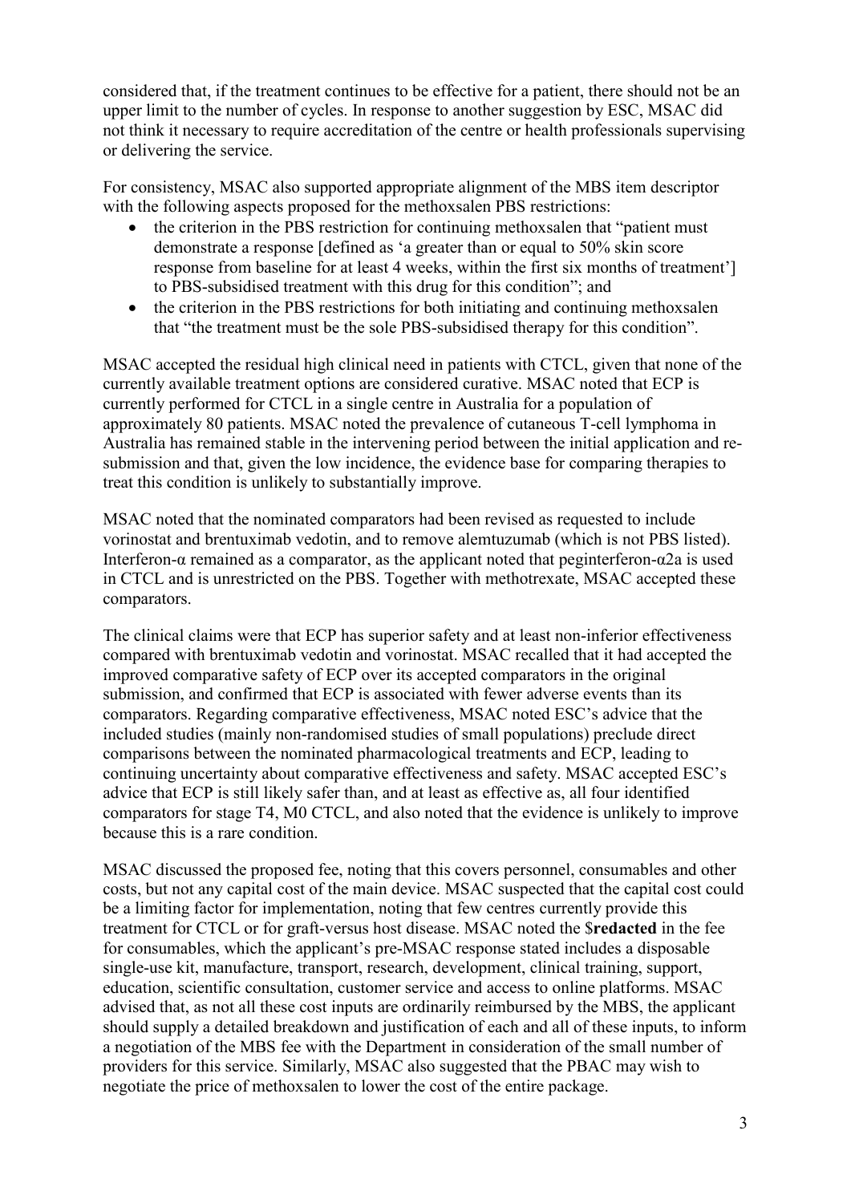considered that, if the treatment continues to be effective for a patient, there should not be an upper limit to the number of cycles. In response to another suggestion by ESC, MSAC did not think it necessary to require accreditation of the centre or health professionals supervising or delivering the service.

For consistency, MSAC also supported appropriate alignment of the MBS item descriptor with the following aspects proposed for the methoxsalen PBS restrictions:

- the criterion in the PBS restriction for continuing methoxsalen that "patient must demonstrate a response [defined as 'a greater than or equal to 50% skin score response from baseline for at least 4 weeks, within the first six months of treatment'] to PBS-subsidised treatment with this drug for this condition"; and
- the criterion in the PBS restrictions for both initiating and continuing methoxsalen that "the treatment must be the sole PBS-subsidised therapy for this condition".

MSAC accepted the residual high clinical need in patients with CTCL, given that none of the currently available treatment options are considered curative. MSAC noted that ECP is currently performed for CTCL in a single centre in Australia for a population of approximately 80 patients. MSAC noted the prevalence of cutaneous T-cell lymphoma in Australia has remained stable in the intervening period between the initial application and re-submission and that, given the low incidence, the evidence base for comparing therapies to treat this condition is unlikely to substantially improve.

MSAC noted that the nominated comparators had been revised as requested to include vorinostat and brentuximab vedotin, and to remove alemtuzumab (which is not PBS listed). Interferon-α remained as a comparator, as the applicant noted that peginterferon-α2a is used in CTCL and is unrestricted on the PBS. Together with methotrexate, MSAC accepted these comparators.

The clinical claims were that ECP has superior safety and at least non-inferior effectiveness compared with brentuximab vedotin and vorinostat. MSAC recalled that it had accepted the improved comparative safety of ECP over its accepted comparators in the original submission, and confirmed that ECP is associated with fewer adverse events than its comparators. Regarding comparative effectiveness, MSAC noted ESC's advice that the included studies (mainly non-randomised studies of small populations) preclude direct comparisons between the nominated pharmacological treatments and ECP, leading to continuing uncertainty about comparative effectiveness and safety. MSAC accepted ESC's advice that ECP is still likely safer than, and at least as effective as, all four identified comparators for stage T4, M0 CTCL, and also noted that the evidence is unlikely to improve because this is a rare condition.

MSAC discussed the proposed fee, noting that this covers personnel, consumables and other costs, but not any capital cost of the main device. MSAC suspected that the capital cost could be a limiting factor for implementation, noting that few centres currently provide this treatment for CTCL or for graft-versus host disease. MSAC noted the $**redacted** in the fee for consumables, which the applicant's pre-MSAC response stated includes a disposable single-use kit, manufacture, transport, research, development, clinical training, support, education, scientific consultation, customer service and access to online platforms. MSAC advised that, as not all these cost inputs are ordinarily reimbursed by the MBS, the applicant should supply a detailed breakdown and justification of each and all of these inputs, to inform a negotiation of the MBS fee with the Department in consideration of the small number of providers for this service. Similarly, MSAC also suggested that the PBAC may wish to negotiate the price of methoxsalen to lower the cost of the entire package.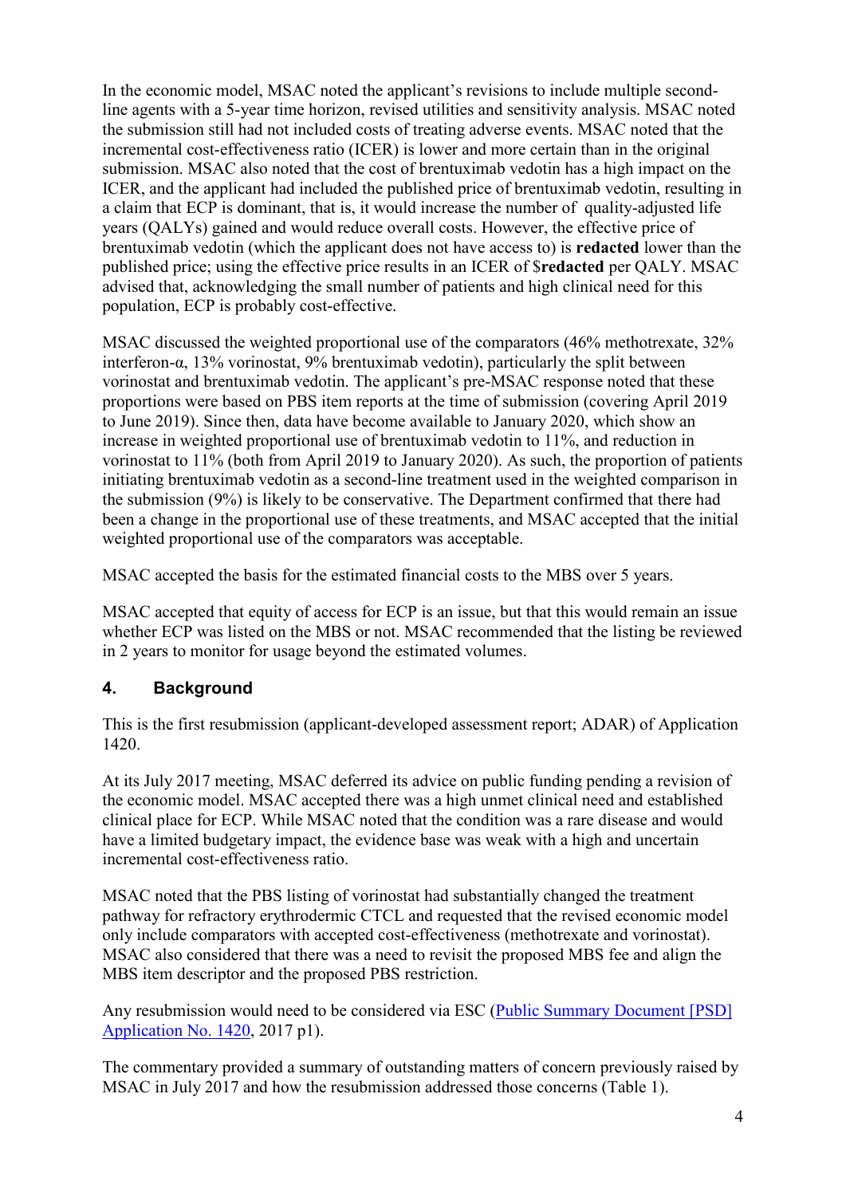In the economic model, MSAC noted the applicant's revisions to include multiple second-line agents with a 5-year time horizon, revised utilities and sensitivity analysis. MSAC noted the submission still had not included costs of treating adverse events. MSAC noted that the incremental cost-effectiveness ratio (ICER) is lower and more certain than in the original submission. MSAC also noted that the cost of brentuximab vedotin has a high impact on the ICER, and the applicant had included the published price of brentuximab vedotin, resulting in a claim that ECP is dominant, that is, it would increase the number of quality-adjusted life years (QALYs) gained and would reduce overall costs. However, the effective price of brentuximab vedotin (which the applicant does not have access to) is **redacted** lower than the published price; using the effective price results in an ICER of $**redacted** per QALY. MSAC advised that, acknowledging the small number of patients and high clinical need for this population, ECP is probably cost-effective.

MSAC discussed the weighted proportional use of the comparators (46% methotrexate, 32% interferon-α, 13% vorinostat, 9% brentuximab vedotin), particularly the split between vorinostat and brentuximab vedotin. The applicant's pre-MSAC response noted that these proportions were based on PBS item reports at the time of submission (covering April 2019 to June 2019). Since then, data have become available to January 2020, which show an increase in weighted proportional use of brentuximab vedotin to 11%, and reduction in vorinostat to 11% (both from April 2019 to January 2020). As such, the proportion of patients initiating brentuximab vedotin as a second-line treatment used in the weighted comparison in the submission (9%) is likely to be conservative. The Department confirmed that there had been a change in the proportional use of these treatments, and MSAC accepted that the initial weighted proportional use of the comparators was acceptable.

MSAC accepted the basis for the estimated financial costs to the MBS over 5 years.

MSAC accepted that equity of access for ECP is an issue, but that this would remain an issue whether ECP was listed on the MBS or not. MSAC recommended that the listing be reviewed in 2 years to monitor for usage beyond the estimated volumes.

## 4. Background

This is the first resubmission (applicant-developed assessment report; ADAR) of Application 1420.

At its July 2017 meeting, MSAC deferred its advice on public funding pending a revision of the economic model. MSAC accepted there was a high unmet clinical need and established clinical place for ECP. While MSAC noted that the condition was a rare disease and would have a limited budgetary impact, the evidence base was weak with a high and uncertain incremental cost-effectiveness ratio.

MSAC noted that the PBS listing of vorinostat had substantially changed the treatment pathway for refractory erythrodermic CTCL and requested that the revised economic model only include comparators with accepted cost-effectiveness (methotrexate and vorinostat). MSAC also considered that there was a need to revisit the proposed MBS fee and align the MBS item descriptor and the proposed PBS restriction.

Any resubmission would need to be considered via ESC (Public Summary Document [PSD] Application No. 1420, 2017 p1).

The commentary provided a summary of outstanding matters of concern previously raised by MSAC in July 2017 and how the resubmission addressed those concerns (Table 1).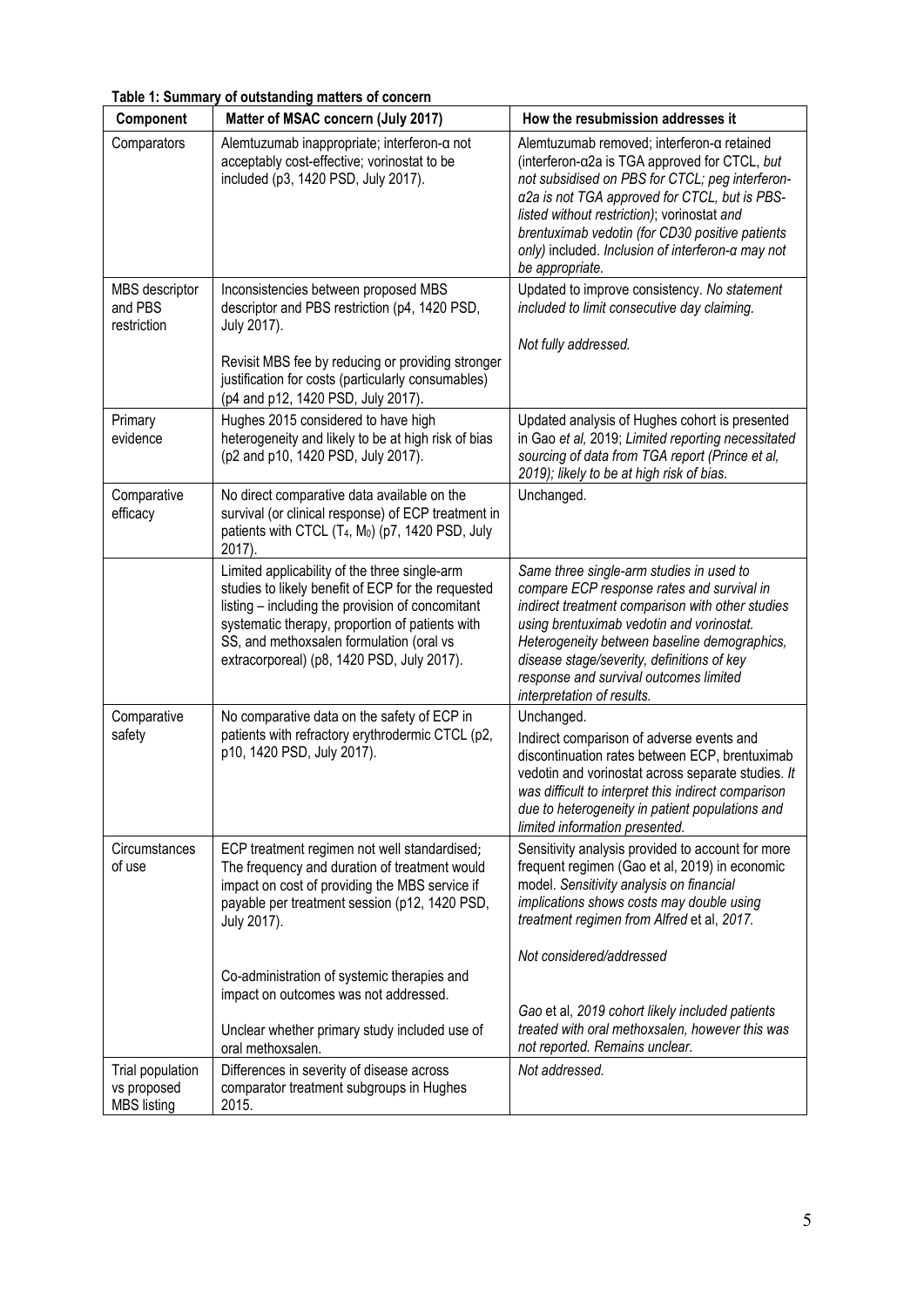**Table 1: Summary of outstanding matters of concern**

| Component | Matter of MSAC concern (July 2017) | How the resubmission addresses it |
|---|---|---|
| Comparators | Alemtuzumab inappropriate; interferon-α not acceptably cost-effective; vorinostat to be included (p3, 1420 PSD, July 2017). | Alemtuzumab removed; interferon-α retained (interferon-α2a is TGA approved for CTCL, *but not subsidised on PBS for CTCL; peg interferon-α2a is not TGA approved for CTCL, but is PBS-listed without restriction)*; vorinostat *and brentuximab vedotin (for CD30 positive patients only)* included. *Inclusion of interferon-α may not be appropriate.* |
| MBS descriptor and PBS restriction | Inconsistencies between proposed MBS descriptor and PBS restriction (p4, 1420 PSD, July 2017).<br><br>Revisit MBS fee by reducing or providing stronger justification for costs (particularly consumables) (p4 and p12, 1420 PSD, July 2017). | Updated to improve consistency. *No statement included to limit consecutive day claiming.*<br><br>*Not fully addressed.* |
| Primary evidence | Hughes 2015 considered to have high heterogeneity and likely to be at high risk of bias (p2 and p10, 1420 PSD, July 2017). | Updated analysis of Hughes cohort is presented in Gao *et al,* 2019; *Limited reporting necessitated sourcing of data from TGA report (Prince et al, 2019); likely to be at high risk of bias.* |
| Comparative efficacy | No direct comparative data available on the survival (or clinical response) of ECP treatment in patients with CTCL ($T_4$, $M_0$) (p7, 1420 PSD, July 2017). | Unchanged. |
| | Limited applicability of the three single-arm studies to likely benefit of ECP for the requested listing – including the provision of concomitant systematic therapy, proportion of patients with SS, and methoxsalen formulation (oral vs extracorporeal) (p8, 1420 PSD, July 2017). | *Same three single-arm studies in used to compare ECP response rates and survival in indirect treatment comparison with other studies using brentuximab vedotin and vorinostat. Heterogeneity between baseline demographics, disease stage/severity, definitions of key response and survival outcomes limited interpretation of results.* |
| Comparative safety | No comparative data on the safety of ECP in patients with refractory erythrodermic CTCL (p2, p10, 1420 PSD, July 2017). | Unchanged.<br>Indirect comparison of adverse events and discontinuation rates between ECP, brentuximab vedotin and vorinostat across separate studies. *It was difficult to interpret this indirect comparison due to heterogeneity in patient populations and limited information presented.* |
| Circumstances of use | ECP treatment regimen not well standardised; The frequency and duration of treatment would impact on cost of providing the MBS service if payable per treatment session (p12, 1420 PSD, July 2017).<br><br>Co-administration of systemic therapies and impact on outcomes was not addressed.<br><br>Unclear whether primary study included use of oral methoxsalen. | Sensitivity analysis provided to account for more frequent regimen (Gao et al, 2019) in economic model. *Sensitivity analysis on financial implications shows costs may double using treatment regimen from Alfred* et al, *2017.*<br><br>*Not considered/addressed*<br><br>*Gao* et al, *2019 cohort likely included patients treated with oral methoxsalen, however this was not reported. Remains unclear.* |
| Trial population vs proposed MBS listing | Differences in severity of disease across comparator treatment subgroups in Hughes 2015. | *Not addressed.* |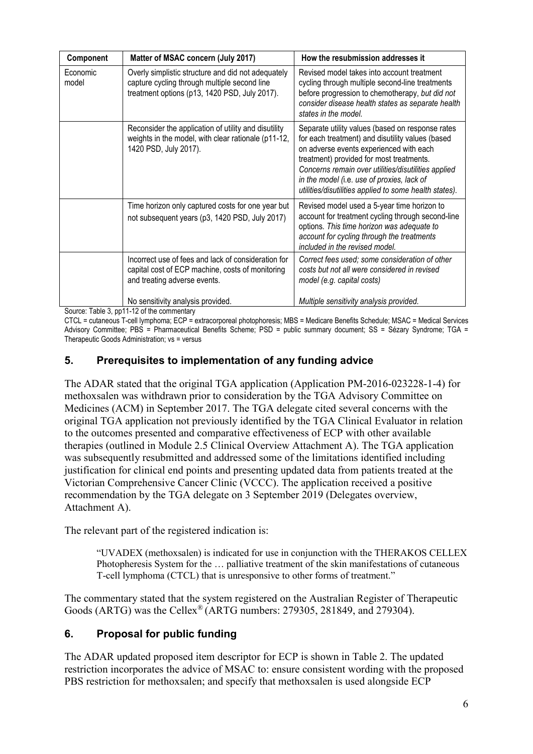| Component | Matter of MSAC concern (July 2017) | How the resubmission addresses it |
| --- | --- | --- |
| Economic model | Overly simplistic structure and did not adequately capture cycling through multiple second line treatment options (p13, 1420 PSD, July 2017). | Revised model takes into account treatment cycling through multiple second-line treatments before progression to chemotherapy, *but did not consider disease health states as separate health states in the model.* |
| | Reconsider the application of utility and disutility weights in the model, with clear rationale (p11-12, 1420 PSD, July 2017). | Separate utility values (based on response rates for each treatment) and disutility values (based on adverse events experienced with each treatment) provided for most treatments. *Concerns remain over utilities/disutilities applied in the model (i.e. use of proxies, lack of utilities/disutilities applied to some health states).* |
| | Time horizon only captured costs for one year but not subsequent years (p3, 1420 PSD, July 2017) | Revised model used a 5-year time horizon to account for treatment cycling through second-line options. *This time horizon was adequate to account for cycling through the treatments included in the revised model.* |
| | Incorrect use of fees and lack of consideration for capital cost of ECP machine, costs of monitoring and treating adverse events.<br><br>No sensitivity analysis provided. | *Correct fees used; some consideration of other costs but not all were considered in revised model (e.g. capital costs)*<br><br>*Multiple sensitivity analysis provided.* |

Source: Table 3, pp11-12 of the commentary

CTCL = cutaneous T-cell lymphoma; ECP = extracorporeal photophoresis; MBS = Medicare Benefits Schedule; MSAC = Medical Services Advisory Committee; PBS = Pharmaceutical Benefits Scheme; PSD = public summary document; SS = Sézary Syndrome; TGA = Therapeutic Goods Administration; vs = versus

## 5. Prerequisites to implementation of any funding advice

The ADAR stated that the original TGA application (Application PM-2016-023228-1-4) for methoxsalen was withdrawn prior to consideration by the TGA Advisory Committee on Medicines (ACM) in September 2017. The TGA delegate cited several concerns with the original TGA application not previously identified by the TGA Clinical Evaluator in relation to the outcomes presented and comparative effectiveness of ECP with other available therapies (outlined in Module 2.5 Clinical Overview Attachment A). The TGA application was subsequently resubmitted and addressed some of the limitations identified including justification for clinical end points and presenting updated data from patients treated at the Victorian Comprehensive Cancer Clinic (VCCC). The application received a positive recommendation by the TGA delegate on 3 September 2019 (Delegates overview, Attachment A).

The relevant part of the registered indication is:

> "UVADEX (methoxsalen) is indicated for use in conjunction with the THERAKOS CELLEX Photopheresis System for the … palliative treatment of the skin manifestations of cutaneous T-cell lymphoma (CTCL) that is unresponsive to other forms of treatment."

The commentary stated that the system registered on the Australian Register of Therapeutic Goods (ARTG) was the Cellex® (ARTG numbers: 279305, 281849, and 279304).

## 6. Proposal for public funding

The ADAR updated proposed item descriptor for ECP is shown in Table 2. The updated restriction incorporates the advice of MSAC to: ensure consistent wording with the proposed PBS restriction for methoxsalen; and specify that methoxsalen is used alongside ECP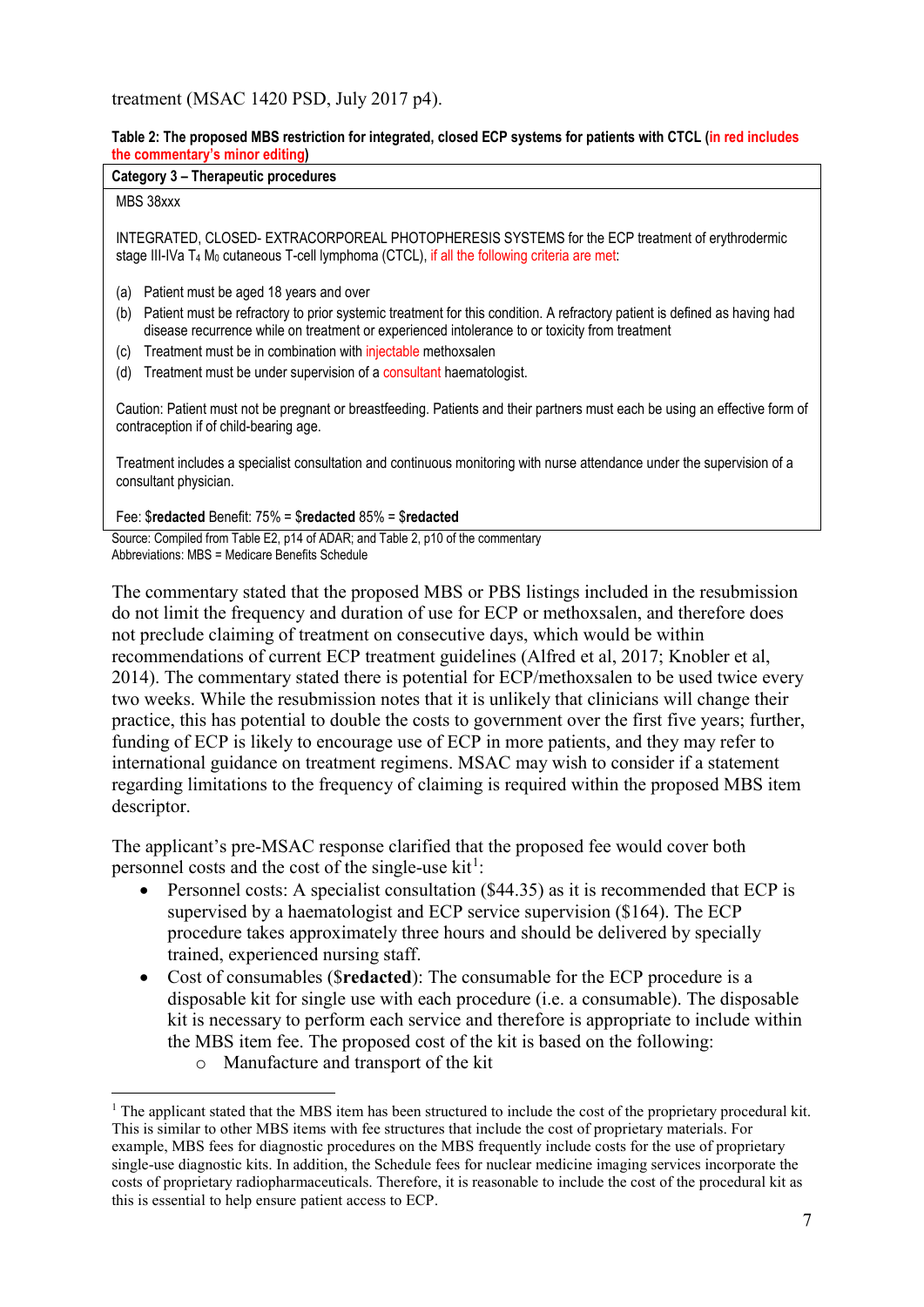treatment (MSAC 1420 PSD, July 2017 p4).

**Table 2: The proposed MBS restriction for integrated, closed ECP systems for patients with CTCL (in red includes the commentary's minor editing)**

| **Category 3 – Therapeutic procedures** |
|---|
| MBS 38xxx<br><br>INTEGRATED, CLOSED- EXTRACORPOREAL PHOTOPHERESIS SYSTEMS for the ECP treatment of erythrodermic stage III-IVa $T_4$ $M_0$ cutaneous T-cell lymphoma (CTCL), if all the following criteria are met:<br><br>(a) Patient must be aged 18 years and over<br>(b) Patient must be refractory to prior systemic treatment for this condition. A refractory patient is defined as having had disease recurrence while on treatment or experienced intolerance to or toxicity from treatment<br>(c) Treatment must be in combination with injectable methoxsalen<br>(d) Treatment must be under supervision of a consultant haematologist.<br><br>Caution: Patient must not be pregnant or breastfeeding. Patients and their partners must each be using an effective form of contraception if of child-bearing age.<br><br>Treatment includes a specialist consultation and continuous monitoring with nurse attendance under the supervision of a consultant physician.<br><br>Fee: $**redacted** Benefit: 75% = $**redacted** 85% = $**redacted** |

Source: Compiled from Table E2, p14 of ADAR; and Table 2, p10 of the commentary
Abbreviations: MBS = Medicare Benefits Schedule

The commentary stated that the proposed MBS or PBS listings included in the resubmission do not limit the frequency and duration of use for ECP or methoxsalen, and therefore does not preclude claiming of treatment on consecutive days, which would be within recommendations of current ECP treatment guidelines (Alfred et al, 2017; Knobler et al, 2014). The commentary stated there is potential for ECP/methoxsalen to be used twice every two weeks. While the resubmission notes that it is unlikely that clinicians will change their practice, this has potential to double the costs to government over the first five years; further, funding of ECP is likely to encourage use of ECP in more patients, and they may refer to international guidance on treatment regimens. MSAC may wish to consider if a statement regarding limitations to the frequency of claiming is required within the proposed MBS item descriptor.

The applicant's pre-MSAC response clarified that the proposed fee would cover both personnel costs and the cost of the single-use kit[1]:

- Personnel costs: A specialist consultation ($44.35) as it is recommended that ECP is supervised by a haematologist and ECP service supervision ($164). The ECP procedure takes approximately three hours and should be delivered by specially trained, experienced nursing staff.
- Cost of consumables ($**redacted**): The consumable for the ECP procedure is a disposable kit for single use with each procedure (i.e. a consumable). The disposable kit is necessary to perform each service and therefore is appropriate to include within the MBS item fee. The proposed cost of the kit is based on the following:
  - Manufacture and transport of the kit

[1] The applicant stated that the MBS item has been structured to include the cost of the proprietary procedural kit. This is similar to other MBS items with fee structures that include the cost of proprietary materials. For example, MBS fees for diagnostic procedures on the MBS frequently include costs for the use of proprietary single-use diagnostic kits. In addition, the Schedule fees for nuclear medicine imaging services incorporate the costs of proprietary radiopharmaceuticals. Therefore, it is reasonable to include the cost of the procedural kit as this is essential to help ensure patient access to ECP.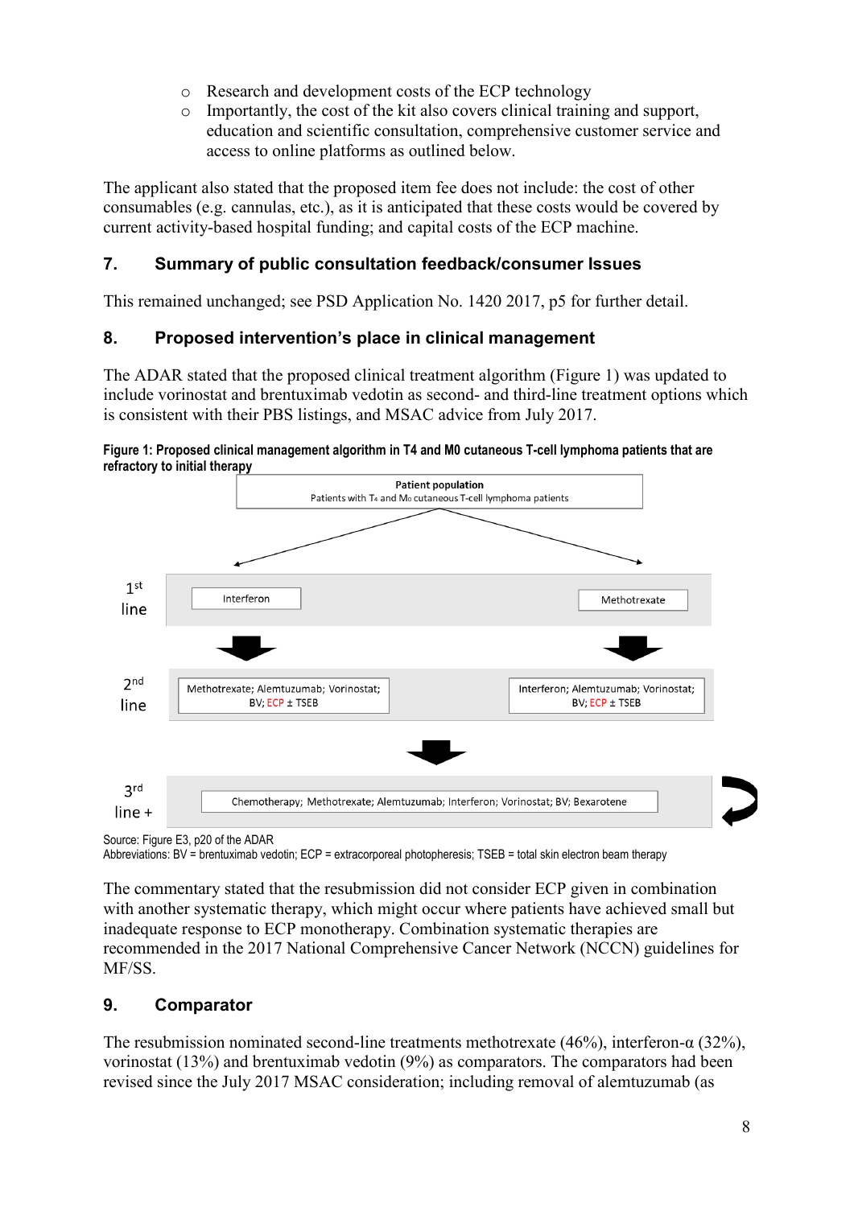- Research and development costs of the ECP technology
- Importantly, the cost of the kit also covers clinical training and support, education and scientific consultation, comprehensive customer service and access to online platforms as outlined below.

The applicant also stated that the proposed item fee does not include: the cost of other consumables (e.g. cannulas, etc.), as it is anticipated that these costs would be covered by current activity-based hospital funding; and capital costs of the ECP machine.

## 7. Summary of public consultation feedback/consumer Issues

This remained unchanged; see PSD Application No. 1420 2017, p5 for further detail.

## 8. Proposed intervention's place in clinical management

The ADAR stated that the proposed clinical treatment algorithm (Figure 1) was updated to include vorinostat and brentuximab vedotin as second- and third-line treatment options which is consistent with their PBS listings, and MSAC advice from July 2017.

**Figure 1: Proposed clinical management algorithm in T4 and M0 cutaneous T-cell lymphoma patients that are refractory to initial therapy**

Patient population
Patients with $T_4$ and $M_0$ cutaneous T-cell lymphoma patients

1st line
Interferon
Methotrexate

2nd line
Methotrexate; Alemtuzumab; Vorinostat; BV; ECP ± TSEB
Interferon; Alemtuzumab; Vorinostat; BV; ECP ± TSEB

3rd line +
Chemotherapy; Methotrexate; Alemtuzumab; Interferon; Vorinostat; BV; Bexarotene

Source: Figure E3, p20 of the ADAR
Abbreviations: BV = brentuximab vedotin; ECP = extracorporeal photopheresis; TSEB = total skin electron beam therapy

The commentary stated that the resubmission did not consider ECP given in combination with another systematic therapy, which might occur where patients have achieved small but inadequate response to ECP monotherapy. Combination systematic therapies are recommended in the 2017 National Comprehensive Cancer Network (NCCN) guidelines for MF/SS.

## 9. Comparator

The resubmission nominated second-line treatments methotrexate (46%), interferon-α (32%), vorinostat (13%) and brentuximab vedotin (9%) as comparators. The comparators had been revised since the July 2017 MSAC consideration; including removal of alemtuzumab (as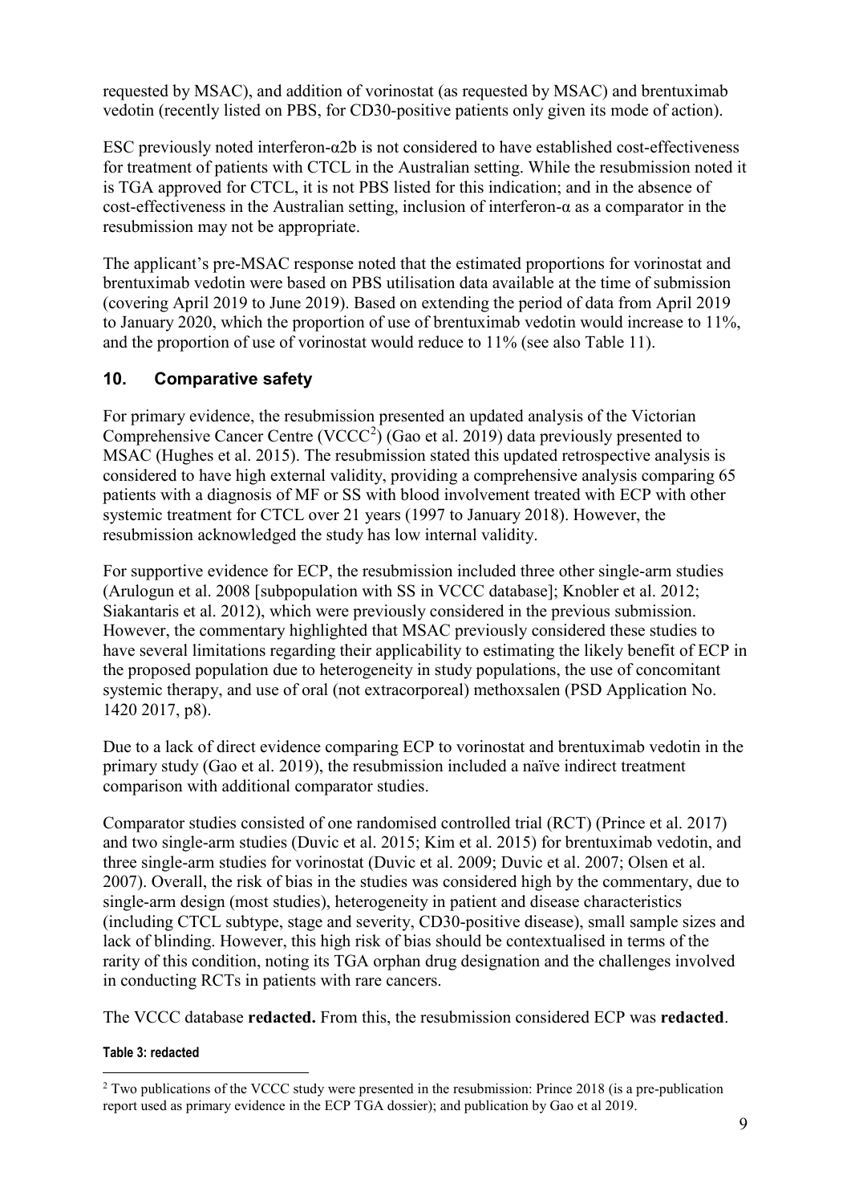requested by MSAC), and addition of vorinostat (as requested by MSAC) and brentuximab vedotin (recently listed on PBS, for CD30-positive patients only given its mode of action).

ESC previously noted interferon-α2b is not considered to have established cost-effectiveness for treatment of patients with CTCL in the Australian setting. While the resubmission noted it is TGA approved for CTCL, it is not PBS listed for this indication; and in the absence of cost-effectiveness in the Australian setting, inclusion of interferon-α as a comparator in the resubmission may not be appropriate.

The applicant's pre-MSAC response noted that the estimated proportions for vorinostat and brentuximab vedotin were based on PBS utilisation data available at the time of submission (covering April 2019 to June 2019). Based on extending the period of data from April 2019 to January 2020, which the proportion of use of brentuximab vedotin would increase to 11%, and the proportion of use of vorinostat would reduce to 11% (see also Table 11).

## 10. Comparative safety

For primary evidence, the resubmission presented an updated analysis of the Victorian Comprehensive Cancer Centre (VCCC[2]) (Gao et al. 2019) data previously presented to MSAC (Hughes et al. 2015). The resubmission stated this updated retrospective analysis is considered to have high external validity, providing a comprehensive analysis comparing 65 patients with a diagnosis of MF or SS with blood involvement treated with ECP with other systemic treatment for CTCL over 21 years (1997 to January 2018). However, the resubmission acknowledged the study has low internal validity.

For supportive evidence for ECP, the resubmission included three other single-arm studies (Arulogun et al. 2008 [subpopulation with SS in VCCC database]; Knobler et al. 2012; Siakantaris et al. 2012), which were previously considered in the previous submission. However, the commentary highlighted that MSAC previously considered these studies to have several limitations regarding their applicability to estimating the likely benefit of ECP in the proposed population due to heterogeneity in study populations, the use of concomitant systemic therapy, and use of oral (not extracorporeal) methoxsalen (PSD Application No. 1420 2017, p8).

Due to a lack of direct evidence comparing ECP to vorinostat and brentuximab vedotin in the primary study (Gao et al. 2019), the resubmission included a naïve indirect treatment comparison with additional comparator studies.

Comparator studies consisted of one randomised controlled trial (RCT) (Prince et al. 2017) and two single-arm studies (Duvic et al. 2015; Kim et al. 2015) for brentuximab vedotin, and three single-arm studies for vorinostat (Duvic et al. 2009; Duvic et al. 2007; Olsen et al. 2007). Overall, the risk of bias in the studies was considered high by the commentary, due to single-arm design (most studies), heterogeneity in patient and disease characteristics (including CTCL subtype, stage and severity, CD30-positive disease), small sample sizes and lack of blinding. However, this high risk of bias should be contextualised in terms of the rarity of this condition, noting its TGA orphan drug designation and the challenges involved in conducting RCTs in patients with rare cancers.

The VCCC database **redacted.** From this, the resubmission considered ECP was **redacted**.

**Table 3: redacted**

[2] Two publications of the VCCC study were presented in the resubmission: Prince 2018 (is a pre-publication report used as primary evidence in the ECP TGA dossier); and publication by Gao et al 2019.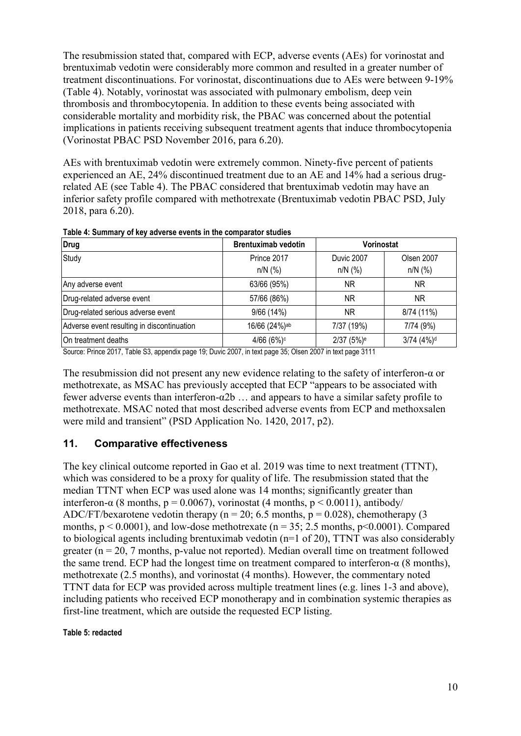The resubmission stated that, compared with ECP, adverse events (AEs) for vorinostat and brentuximab vedotin were considerably more common and resulted in a greater number of treatment discontinuations. For vorinostat, discontinuations due to AEs were between 9-19% (Table 4). Notably, vorinostat was associated with pulmonary embolism, deep vein thrombosis and thrombocytopenia. In addition to these events being associated with considerable mortality and morbidity risk, the PBAC was concerned about the potential implications in patients receiving subsequent treatment agents that induce thrombocytopenia (Vorinostat PBAC PSD November 2016, para 6.20).

AEs with brentuximab vedotin were extremely common. Ninety-five percent of patients experienced an AE, 24% discontinued treatment due to an AE and 14% had a serious drug-related AE (see Table 4). The PBAC considered that brentuximab vedotin may have an inferior safety profile compared with methotrexate (Brentuximab vedotin PBAC PSD, July 2018, para 6.20).

**Table 4: Summary of key adverse events in the comparator studies**

| Drug | Brentuximab vedotin | Vorinostat | |
|---|---|---|---|
| Study | Prince 2017<br>n/N (%) | Duvic 2007<br>n/N (%) | Olsen 2007<br>n/N (%) |
| Any adverse event | 63/66 (95%) | NR | NR |
| Drug-related adverse event | 57/66 (86%) | NR | NR |
| Drug-related serious adverse event | 9/66 (14%) | NR | 8/74 (11%) |
| Adverse event resulting in discontinuation | 16/66 (24%)[ab] | 7/37 (19%) | 7/74 (9%) |
| On treatment deaths | 4/66 (6%)[c] | 2/37 (5%)[e] | 3/74 (4%)[d] |

Source: Prince 2017, Table S3, appendix page 19; Duvic 2007, in text page 35; Olsen 2007 in text page 3111

The resubmission did not present any new evidence relating to the safety of interferon-α or methotrexate, as MSAC has previously accepted that ECP "appears to be associated with fewer adverse events than interferon-α2b … and appears to have a similar safety profile to methotrexate. MSAC noted that most described adverse events from ECP and methoxsalen were mild and transient" (PSD Application No. 1420, 2017, p2).

## 11. Comparative effectiveness

The key clinical outcome reported in Gao et al. 2019 was time to next treatment (TTNT), which was considered to be a proxy for quality of life. The resubmission stated that the median TTNT when ECP was used alone was 14 months; significantly greater than interferon-α (8 months, $p = 0.0067$), vorinostat (4 months, $p < 0.0011$), antibody/ ADC/FT/bexarotene vedotin therapy ($n = 20$; 6.5 months, $p = 0.028$), chemotherapy (3 months, $p < 0.0001$), and low-dose methotrexate ($n = 35$; 2.5 months, $p<0.0001$). Compared to biological agents including brentuximab vedotin (n=1 of 20), TTNT was also considerably greater ($n = 20$, 7 months, p-value not reported). Median overall time on treatment followed the same trend. ECP had the longest time on treatment compared to interferon-α (8 months), methotrexate (2.5 months), and vorinostat (4 months). However, the commentary noted TTNT data for ECP was provided across multiple treatment lines (e.g. lines 1-3 and above), including patients who received ECP monotherapy and in combination systemic therapies as first-line treatment, which are outside the requested ECP listing.

**Table 5: redacted**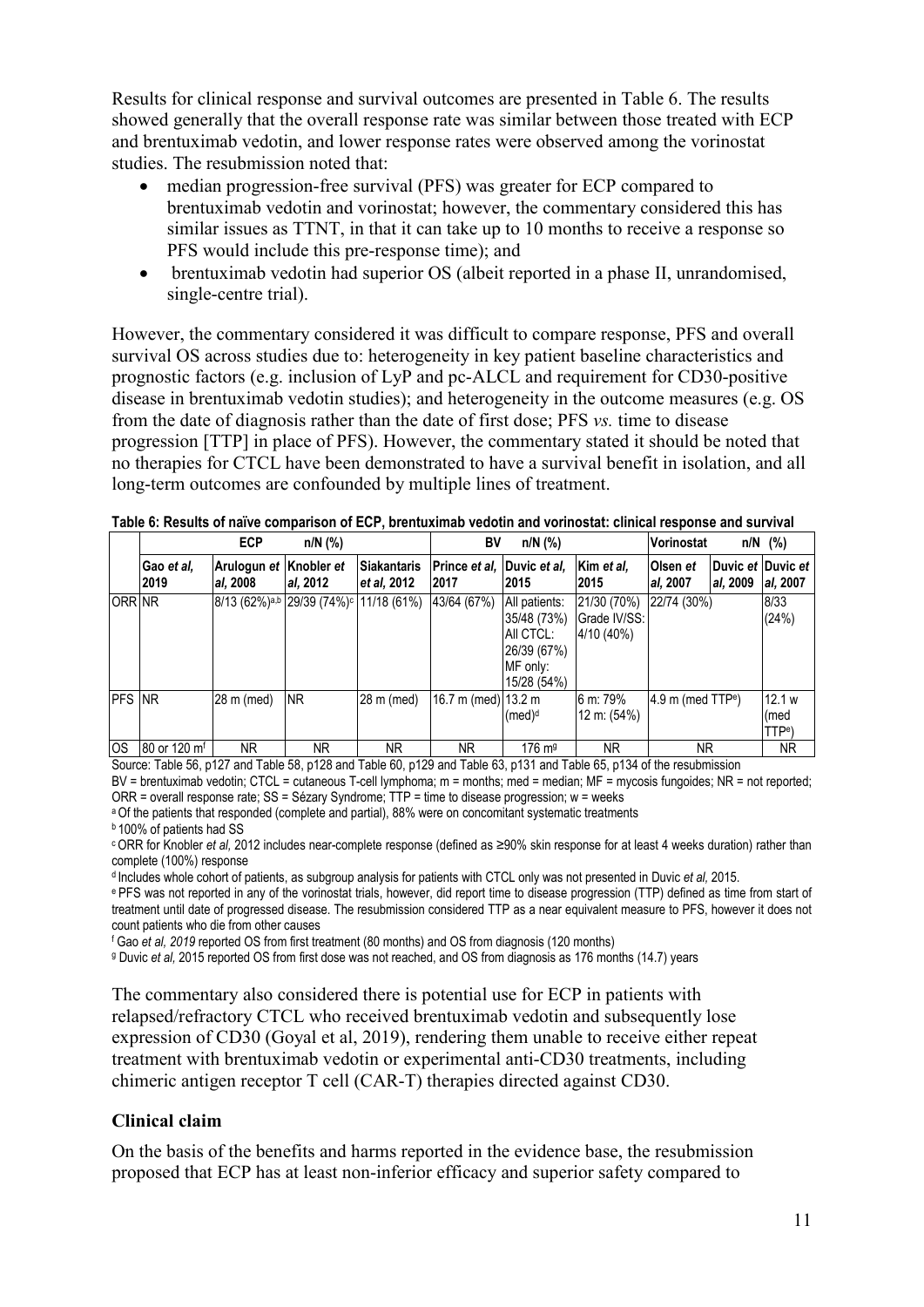Results for clinical response and survival outcomes are presented in Table 6. The results showed generally that the overall response rate was similar between those treated with ECP and brentuximab vedotin, and lower response rates were observed among the vorinostat studies. The resubmission noted that:

- median progression-free survival (PFS) was greater for ECP compared to brentuximab vedotin and vorinostat; however, the commentary considered this has similar issues as TTNT, in that it can take up to 10 months to receive a response so PFS would include this pre-response time); and
- brentuximab vedotin had superior OS (albeit reported in a phase II, unrandomised, single-centre trial).

However, the commentary considered it was difficult to compare response, PFS and overall survival OS across studies due to: heterogeneity in key patient baseline characteristics and prognostic factors (e.g. inclusion of LyP and pc-ALCL and requirement for CD30-positive disease in brentuximab vedotin studies); and heterogeneity in the outcome measures (e.g. OS from the date of diagnosis rather than the date of first dose; PFS *vs.* time to disease progression [TTP] in place of PFS). However, the commentary stated it should be noted that no therapies for CTCL have been demonstrated to have a survival benefit in isolation, and all long-term outcomes are confounded by multiple lines of treatment.

**Table 6: Results of naïve comparison of ECP, brentuximab vedotin and vorinostat: clinical response and survival**

| | ECP n/N (%) | | | | BV n/N (%) | | | Vorinostat n/N (%) | | |
|---|---|---|---|---|---|---|---|---|---|---|
| | Gao *et al,* 2019 | Arulogun *et al,* 2008 | Knobler *et al,* 2012 | Siakantaris *et al,* 2012 | Prince *et al,* 2017 | Duvic *et al,* 2015 | Kim *et al,* 2015 | Olsen *et al,* 2007 | Duvic *et al,* 2009 | Duvic *et al,* 2007 |
| ORR | NR | 8/13 (62%)[a,b] | 29/39 (74%)[c] | 11/18 (61%) | 43/64 (67%) | All patients: 35/48 (73%) All CTCL: 26/39 (67%) MF only: 15/28 (54%) | 21/30 (70%) Grade IV/SS: 4/10 (40%) | 22/74 (30%) | | 8/33 (24%) |
| PFS | NR | 28 m (med) | NR | 28 m (med) | 16.7 m (med) | 13.2 m (med)[d] | 6 m: 79% 12 m: (54%) | 4.9 m (med TTP[e]) | | 12.1 w (med TTP[e]) |
| OS | 80 or 120 m[f] | NR | NR | NR | NR | 176 m[g] | NR | NR | | NR |

Source: Table 56, p127 and Table 58, p128 and Table 60, p129 and Table 63, p131 and Table 65, p134 of the resubmission

BV = brentuximab vedotin; CTCL = cutaneous T-cell lymphoma; m = months; med = median; MF = mycosis fungoides; NR = not reported; ORR = overall response rate; SS = Sézary Syndrome; TTP = time to disease progression; w = weeks

[a] Of the patients that responded (complete and partial), 88% were on concomitant systematic treatments

[b] 100% of patients had SS

[c] ORR for Knobler *et al,* 2012 includes near-complete response (defined as ≥90% skin response for at least 4 weeks duration) rather than complete (100%) response

[d] Includes whole cohort of patients, as subgroup analysis for patients with CTCL only was not presented in Duvic *et al,* 2015.

[e] PFS was not reported in any of the vorinostat trials, however, did report time to disease progression (TTP) defined as time from start of treatment until date of progressed disease. The resubmission considered TTP as a near equivalent measure to PFS, however it does not count patients who die from other causes

[f] Gao *et al, 2019* reported OS from first treatment (80 months) and OS from diagnosis (120 months)

[g] Duvic *et al,* 2015 reported OS from first dose was not reached, and OS from diagnosis as 176 months (14.7) years

The commentary also considered there is potential use for ECP in patients with relapsed/refractory CTCL who received brentuximab vedotin and subsequently lose expression of CD30 (Goyal et al, 2019), rendering them unable to receive either repeat treatment with brentuximab vedotin or experimental anti-CD30 treatments, including chimeric antigen receptor T cell (CAR-T) therapies directed against CD30.

### Clinical claim

On the basis of the benefits and harms reported in the evidence base, the resubmission proposed that ECP has at least non-inferior efficacy and superior safety compared to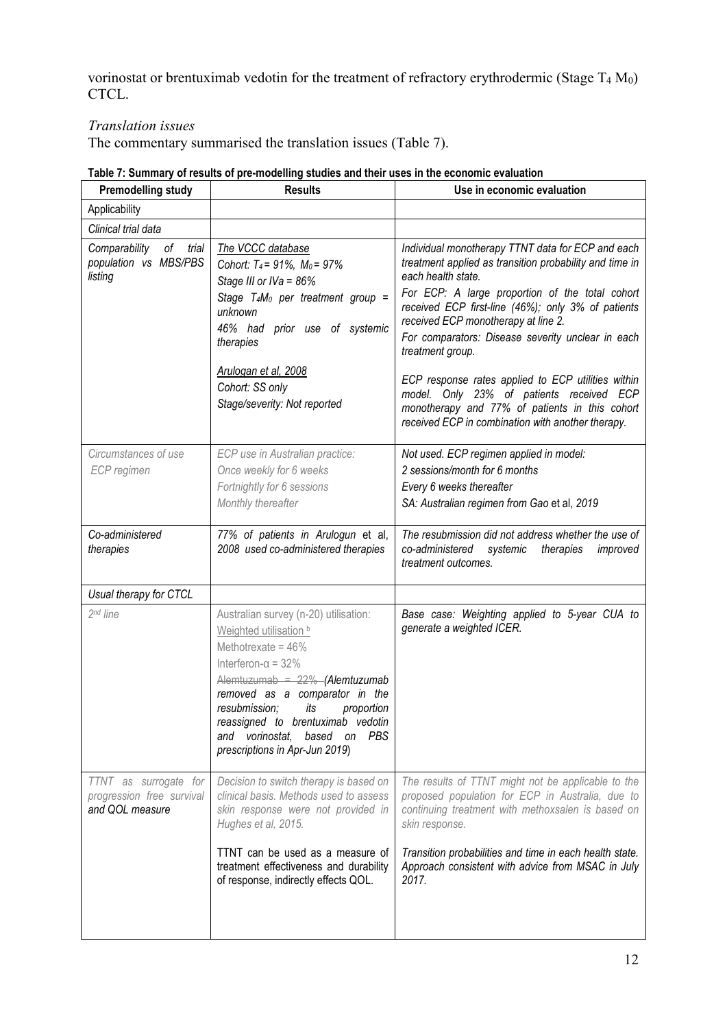vorinostat or brentuximab vedotin for the treatment of refractory erythrodermic (Stage $T_4$ $M_0$) CTCL.

*Translation issues*

The commentary summarised the translation issues (Table 7).

**Table 7: Summary of results of pre-modelling studies and their uses in the economic evaluation**

| Premodelling study | Results | Use in economic evaluation |
|---|---|---|
| Applicability | | |
| *Clinical trial data* | | |
| *Comparability of trial population vs MBS/PBS listing* | *The VCCC database*<br>*Cohort: $T_4$ = 91%, $M_0$ = 97%*<br>*Stage III or IVa = 86%*<br>*Stage $T_4M_0$ per treatment group = unknown*<br>*46% had prior use of systemic therapies*<br><br>*Arulogan et al, 2008*<br>*Cohort: SS only*<br>*Stage/severity: Not reported* | *Individual monotherapy TTNT data for ECP and each treatment applied as transition probability and time in each health state.*<br>*For ECP: A large proportion of the total cohort received ECP first-line (46%); only 3% of patients received ECP monotherapy at line 2.*<br>*For comparators: Disease severity unclear in each treatment group.*<br><br>*ECP response rates applied to ECP utilities within model. Only 23% of patients received ECP monotherapy and 77% of patients in this cohort received ECP in combination with another therapy.* |
| *Circumstances of use*<br>*ECP regimen* | *ECP use in Australian practice:*<br>*Once weekly for 6 weeks*<br>*Fortnightly for 6 sessions*<br>*Monthly thereafter* | *Not used. ECP regimen applied in model:*<br>*2 sessions/month for 6 months*<br>*Every 6 weeks thereafter*<br>*SA: Australian regimen from Gao et al, 2019* |
| *Co-administered therapies* | *77% of patients in Arulogun et al, 2008 used co-administered therapies* | *The resubmission did not address whether the use of co-administered systemic therapies improved treatment outcomes.* |
| *Usual therapy for CTCL* | | |
| *2nd line* | Australian survey (n-20) utilisation:<br>Weighted utilisation [b]<br>Methotrexate = 46%<br>Interferon-α = 32%<br>~~Alemtuzumab = 22%~~ *(Alemtuzumab removed as a comparator in the resubmission; its proportion reassigned to brentuximab vedotin and vorinostat, based on PBS prescriptions in Apr-Jun 2019)* | *Base case: Weighting applied to 5-year CUA to generate a weighted ICER.* |
| *TTNT as surrogate for progression free survival and QOL measure* | *Decision to switch therapy is based on clinical basis. Methods used to assess skin response were not provided in Hughes et al, 2015.*<br><br>TTNT can be used as a measure of treatment effectiveness and durability of response, indirectly effects QOL. | *The results of TTNT might not be applicable to the proposed population for ECP in Australia, due to continuing treatment with methoxsalen is based on skin response.*<br><br>*Transition probabilities and time in each health state. Approach consistent with advice from MSAC in July 2017.* |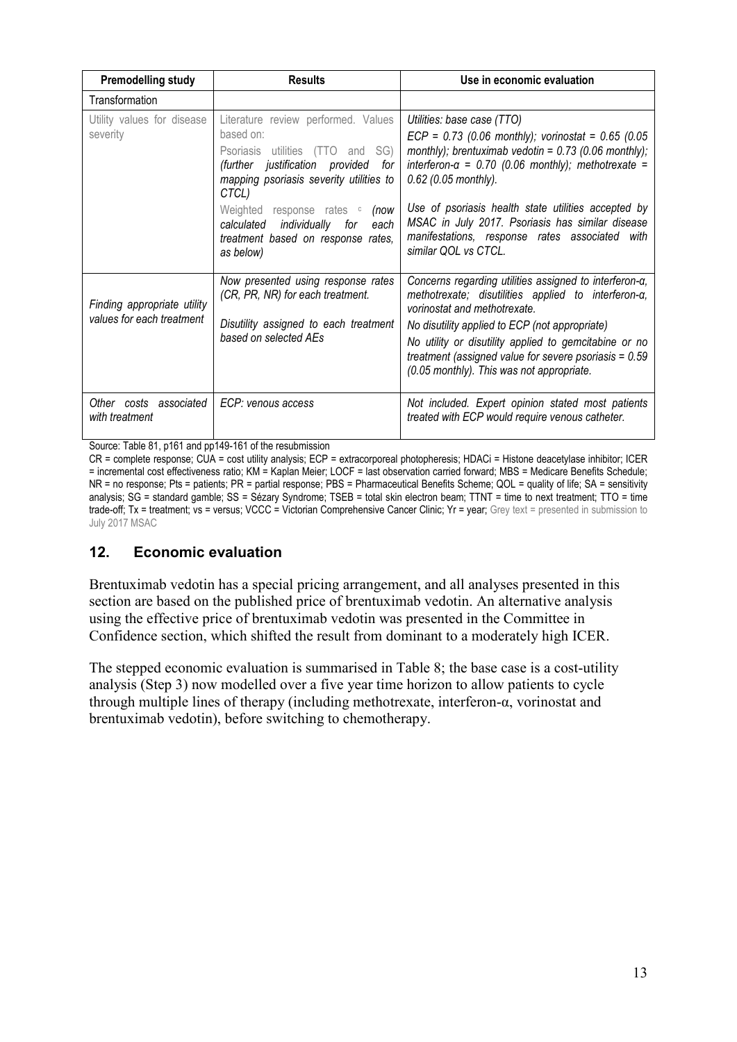| Premodelling study | Results | Use in economic evaluation |
|---|---|---|
| Transformation | | |
| Utility values for disease severity | Literature review performed. Values based on: Psoriasis utilities (TTO and SG) *(further justification provided for mapping psoriasis severity utilities to CTCL)* Weighted response rates c *(now calculated individually for each treatment based on response rates, as below)* | *Utilities: base case (TTO)* *ECP = 0.73 (0.06 monthly); vorinostat = 0.65 (0.05 monthly); brentuximab vedotin = 0.73 (0.06 monthly); interferon-α = 0.70 (0.06 monthly); methotrexate = 0.62 (0.05 monthly).* *Use of psoriasis health state utilities accepted by MSAC in July 2017. Psoriasis has similar disease manifestations, response rates associated with similar QOL vs CTCL.* |
| *Finding appropriate utility values for each treatment* | *Now presented using response rates (CR, PR, NR) for each treatment.* *Disutility assigned to each treatment based on selected AEs* | *Concerns regarding utilities assigned to interferon-α, methotrexate; disutilities applied to interferon-α, vorinostat and methotrexate.* *No disutility applied to ECP (not appropriate)* *No utility or disutility applied to gemcitabine or no treatment (assigned value for severe psoriasis = 0.59 (0.05 monthly). This was not appropriate.* |
| *Other costs associated with treatment* | *ECP: venous access* | *Not included. Expert opinion stated most patients treated with ECP would require venous catheter.* |

Source: Table 81, p161 and pp149-161 of the resubmission

CR = complete response; CUA = cost utility analysis; ECP = extracorporeal photopheresis; HDACi = Histone deacetylase inhibitor; ICER = incremental cost effectiveness ratio; KM = Kaplan Meier; LOCF = last observation carried forward; MBS = Medicare Benefits Schedule; NR = no response; Pts = patients; PR = partial response; PBS = Pharmaceutical Benefits Scheme; QOL = quality of life; SA = sensitivity analysis; SG = standard gamble; SS = Sézary Syndrome; TSEB = total skin electron beam; TTNT = time to next treatment; TTO = time trade-off; Tx = treatment; vs = versus; VCCC = Victorian Comprehensive Cancer Clinic; Yr = year; Grey text = presented in submission to July 2017 MSAC

## 12. Economic evaluation

Brentuximab vedotin has a special pricing arrangement, and all analyses presented in this section are based on the published price of brentuximab vedotin. An alternative analysis using the effective price of brentuximab vedotin was presented in the Committee in Confidence section, which shifted the result from dominant to a moderately high ICER.

The stepped economic evaluation is summarised in Table 8; the base case is a cost-utility analysis (Step 3) now modelled over a five year time horizon to allow patients to cycle through multiple lines of therapy (including methotrexate, interferon-α, vorinostat and brentuximab vedotin), before switching to chemotherapy.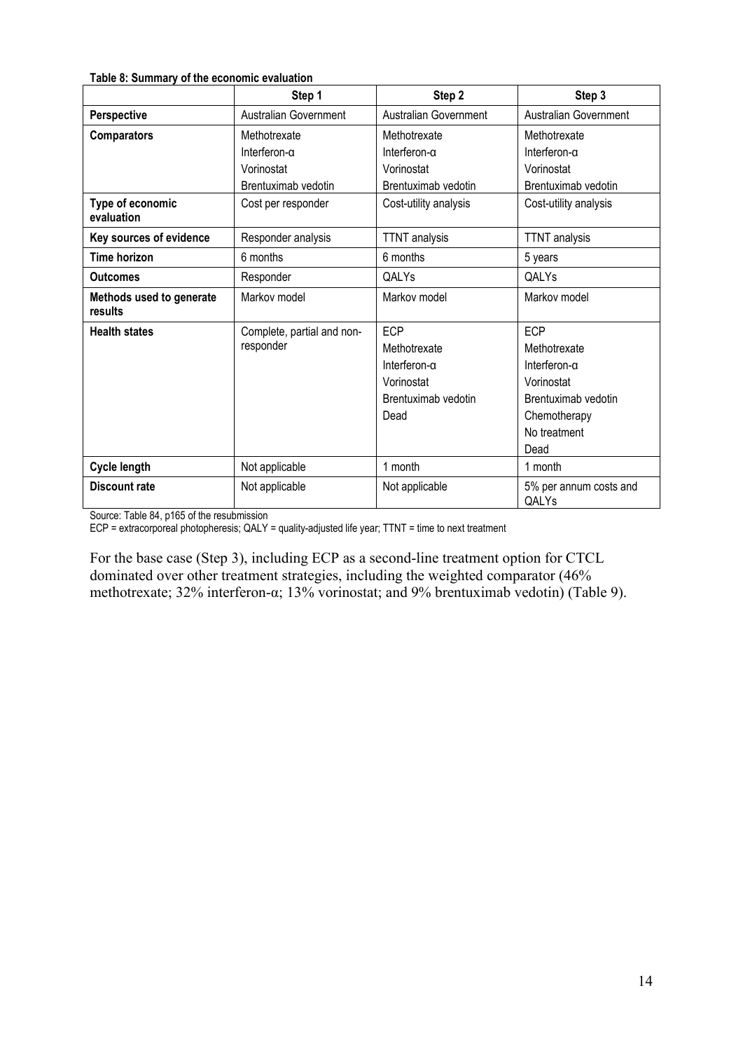**Table 8: Summary of the economic evaluation**

| | Step 1 | Step 2 | Step 3 |
|---|---|---|---|
| **Perspective** | Australian Government | Australian Government | Australian Government |
| **Comparators** | Methotrexate<br>Interferon-α<br>Vorinostat<br>Brentuximab vedotin | Methotrexate<br>Interferon-α<br>Vorinostat<br>Brentuximab vedotin | Methotrexate<br>Interferon-α<br>Vorinostat<br>Brentuximab vedotin |
| **Type of economic evaluation** | Cost per responder | Cost-utility analysis | Cost-utility analysis |
| **Key sources of evidence** | Responder analysis | TTNT analysis | TTNT analysis |
| **Time horizon** | 6 months | 6 months | 5 years |
| **Outcomes** | Responder | QALYs | QALYs |
| **Methods used to generate results** | Markov model | Markov model | Markov model |
| **Health states** | Complete, partial and non-responder | ECP<br>Methotrexate<br>Interferon-α<br>Vorinostat<br>Brentuximab vedotin<br>Dead | ECP<br>Methotrexate<br>Interferon-α<br>Vorinostat<br>Brentuximab vedotin<br>Chemotherapy<br>No treatment<br>Dead |
| **Cycle length** | Not applicable | 1 month | 1 month |
| **Discount rate** | Not applicable | Not applicable | 5% per annum costs and QALYs |

Source: Table 84, p165 of the resubmission
ECP = extracorporeal photopheresis; QALY = quality-adjusted life year; TTNT = time to next treatment

For the base case (Step 3), including ECP as a second-line treatment option for CTCL dominated over other treatment strategies, including the weighted comparator (46% methotrexate; 32% interferon-α; 13% vorinostat; and 9% brentuximab vedotin) (Table 9).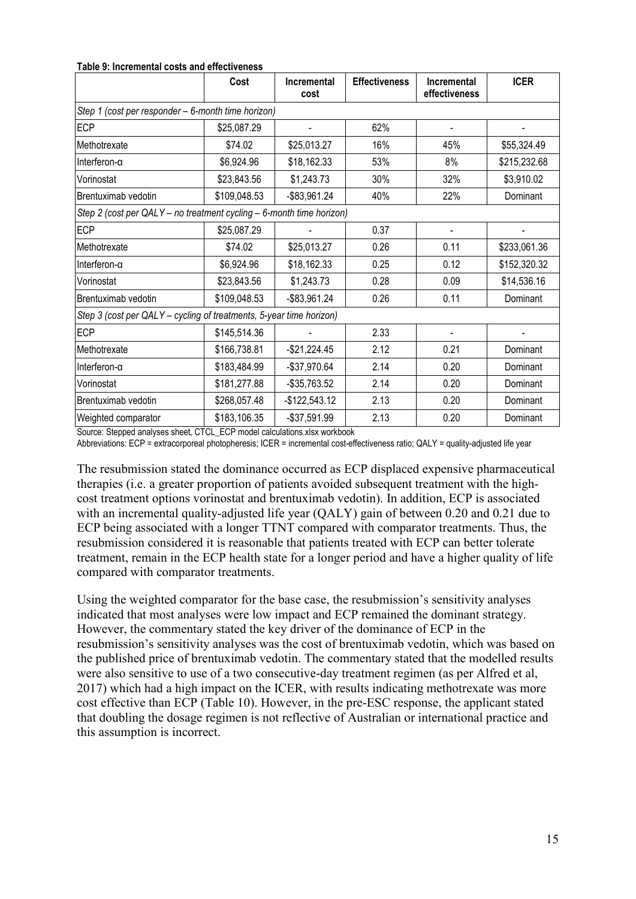**Table 9: Incremental costs and effectiveness**

| | Cost | Incremental cost | Effectiveness | Incremental effectiveness | ICER |
|---|---|---|---|---|---|
| *Step 1 (cost per responder – 6-month time horizon)* | | | | | |
| ECP | $25,087.29 | - | 62% | - | - |
| Methotrexate | $74.02 | $25,013.27 | 16% | 45% | $55,324.49 |
| Interferon-α | $6,924.96 | $18,162.33 | 53% | 8% | $215,232.68 |
| Vorinostat | $23,843.56 | $1,243.73 | 30% | 32% | $3,910.02 |
| Brentuximab vedotin | $109,048.53 | -$83,961.24 | 40% | 22% | Dominant |
| *Step 2 (cost per QALY – no treatment cycling – 6-month time horizon)* | | | | | |
| ECP | $25,087.29 | - | 0.37 | - | - |
| Methotrexate | $74.02 | $25,013.27 | 0.26 | 0.11 | $233,061.36 |
| Interferon-α | $6,924.96 | $18,162.33 | 0.25 | 0.12 | $152,320.32 |
| Vorinostat | $23,843.56 | $1,243.73 | 0.28 | 0.09 | $14,536.16 |
| Brentuximab vedotin | $109,048.53 | -$83,961.24 | 0.26 | 0.11 | Dominant |
| *Step 3 (cost per QALY – cycling of treatments, 5-year time horizon)* | | | | | |
| ECP | $145,514.36 | - | 2.33 | - | - |
| Methotrexate | $166,738.81 | -$21,224.45 | 2.12 | 0.21 | Dominant |
| Interferon-α | $183,484.99 | -$37,970.64 | 2.14 | 0.20 | Dominant |
| Vorinostat | $181,277.88 | -$35,763.52 | 2.14 | 0.20 | Dominant |
| Brentuximab vedotin | $268,057.48 | -$122,543.12 | 2.13 | 0.20 | Dominant |
| Weighted comparator | $183,106.35 | -$37,591.99 | 2.13 | 0.20 | Dominant |

Source: Stepped analyses sheet, CTCL_ECP model calculations.xlsx workbook

Abbreviations: ECP = extracorporeal photopheresis; ICER = incremental cost-effectiveness ratio; QALY = quality-adjusted life year

The resubmission stated the dominance occurred as ECP displaced expensive pharmaceutical therapies (i.e. a greater proportion of patients avoided subsequent treatment with the high-cost treatment options vorinostat and brentuximab vedotin). In addition, ECP is associated with an incremental quality-adjusted life year (QALY) gain of between 0.20 and 0.21 due to ECP being associated with a longer TTNT compared with comparator treatments. Thus, the resubmission considered it is reasonable that patients treated with ECP can better tolerate treatment, remain in the ECP health state for a longer period and have a higher quality of life compared with comparator treatments.

Using the weighted comparator for the base case, the resubmission's sensitivity analyses indicated that most analyses were low impact and ECP remained the dominant strategy. However, the commentary stated the key driver of the dominance of ECP in the resubmission's sensitivity analyses was the cost of brentuximab vedotin, which was based on the published price of brentuximab vedotin. The commentary stated that the modelled results were also sensitive to use of a two consecutive-day treatment regimen (as per Alfred et al, 2017) which had a high impact on the ICER, with results indicating methotrexate was more cost effective than ECP (Table 10). However, in the pre-ESC response, the applicant stated that doubling the dosage regimen is not reflective of Australian or international practice and this assumption is incorrect.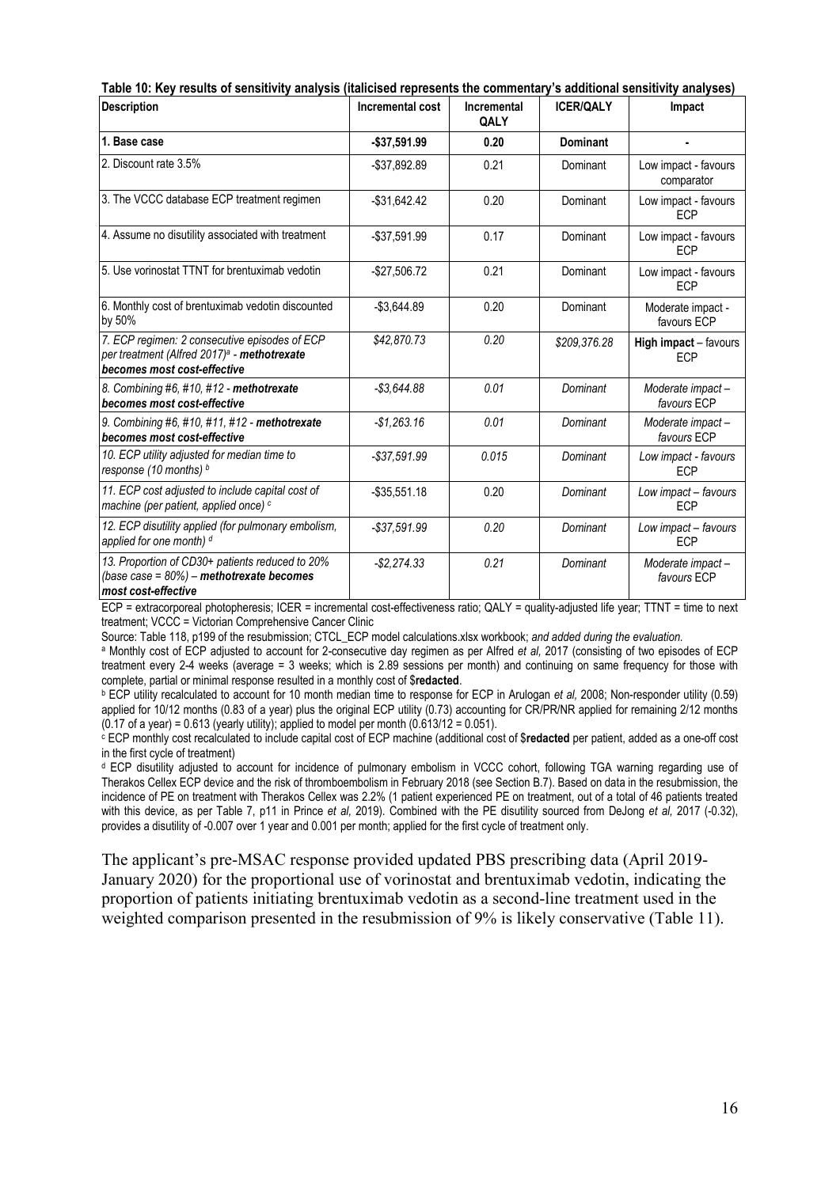**Table 10: Key results of sensitivity analysis (italicised represents the commentary's additional sensitivity analyses)**

| Description | Incremental cost | Incremental QALY | ICER/QALY | Impact |
|---|---|---|---|---|
| **1. Base case** | **-$37,591.99** | **0.20** | **Dominant** | **-** |
| 2. Discount rate 3.5% | -$37,892.89 | 0.21 | Dominant | Low impact - favours comparator |
| 3. The VCCC database ECP treatment regimen | -$31,642.42 | 0.20 | Dominant | Low impact - favours ECP |
| 4. Assume no disutility associated with treatment | -$37,591.99 | 0.17 | Dominant | Low impact - favours ECP |
| 5. Use vorinostat TTNT for brentuximab vedotin | -$27,506.72 | 0.21 | Dominant | Low impact - favours ECP |
| 6. Monthly cost of brentuximab vedotin discounted by 50% | -$3,644.89 | 0.20 | Dominant | Moderate impact - favours ECP |
| *7. ECP regimen: 2 consecutive episodes of ECP per treatment (Alfred 2017)[a] - **methotrexate becomes most cost-effective*** | *$42,870.73* | *0.20* | *$209,376.28* | **High impact** – favours ECP |
| *8. Combining #6, #10, #12 - **methotrexate becomes most cost-effective*** | *-$3,644.88* | *0.01* | *Dominant* | *Moderate impact – favours* ECP |
| *9. Combining #6, #10, #11, #12 - **methotrexate becomes most cost-effective*** | *-$1,263.16* | *0.01* | *Dominant* | *Moderate impact – favours* ECP |
| *10. ECP utility adjusted for median time to response (10 months) [b]* | *-$37,591.99* | *0.015* | *Dominant* | *Low impact - favours* ECP |
| *11. ECP cost adjusted to include capital cost of machine (per patient, applied once) [c]* | -$35,551.18 | 0.20 | *Dominant* | *Low impact – favours* ECP |
| *12. ECP disutility applied (for pulmonary embolism, applied for one month) [d]* | *-$37,591.99* | *0.20* | *Dominant* | *Low impact – favours* ECP |
| *13. Proportion of CD30+ patients reduced to 20% (base case = 80%) – **methotrexate becomes most cost-effective*** | *-$2,274.33* | *0.21* | *Dominant* | *Moderate impact – favours* ECP |

ECP = extracorporeal photopheresis; ICER = incremental cost-effectiveness ratio; QALY = quality-adjusted life year; TTNT = time to next treatment; VCCC = Victorian Comprehensive Cancer Clinic

Source: Table 118, p199 of the resubmission; CTCL_ECP model calculations.xlsx workbook; *and added during the evaluation.*

[a] Monthly cost of ECP adjusted to account for 2-consecutive day regimen as per Alfred *et al,* 2017 (consisting of two episodes of ECP treatment every 2-4 weeks (average = 3 weeks; which is 2.89 sessions per month) and continuing on same frequency for those with complete, partial or minimal response resulted in a monthly cost of $**redacted**.

[b] ECP utility recalculated to account for 10 month median time to response for ECP in Arulogan *et al,* 2008; Non-responder utility (0.59) applied for 10/12 months (0.83 of a year) plus the original ECP utility (0.73) accounting for CR/PR/NR applied for remaining 2/12 months (0.17 of a year) = 0.613 (yearly utility); applied to model per month (0.613/12 = 0.051).

[c] ECP monthly cost recalculated to include capital cost of ECP machine (additional cost of $**redacted** per patient, added as a one-off cost in the first cycle of treatment)

[d] ECP disutility adjusted to account for incidence of pulmonary embolism in VCCC cohort, following TGA warning regarding use of Therakos Cellex ECP device and the risk of thromboembolism in February 2018 (see Section B.7). Based on data in the resubmission, the incidence of PE on treatment with Therakos Cellex was 2.2% (1 patient experienced PE on treatment, out of a total of 46 patients treated with this device, as per Table 7, p11 in Prince *et al,* 2019). Combined with the PE disutility sourced from DeJong *et al,* 2017 (-0.32), provides a disutility of -0.007 over 1 year and 0.001 per month; applied for the first cycle of treatment only.

The applicant's pre-MSAC response provided updated PBS prescribing data (April 2019-January 2020) for the proportional use of vorinostat and brentuximab vedotin, indicating the proportion of patients initiating brentuximab vedotin as a second-line treatment used in the weighted comparison presented in the resubmission of 9% is likely conservative (Table 11).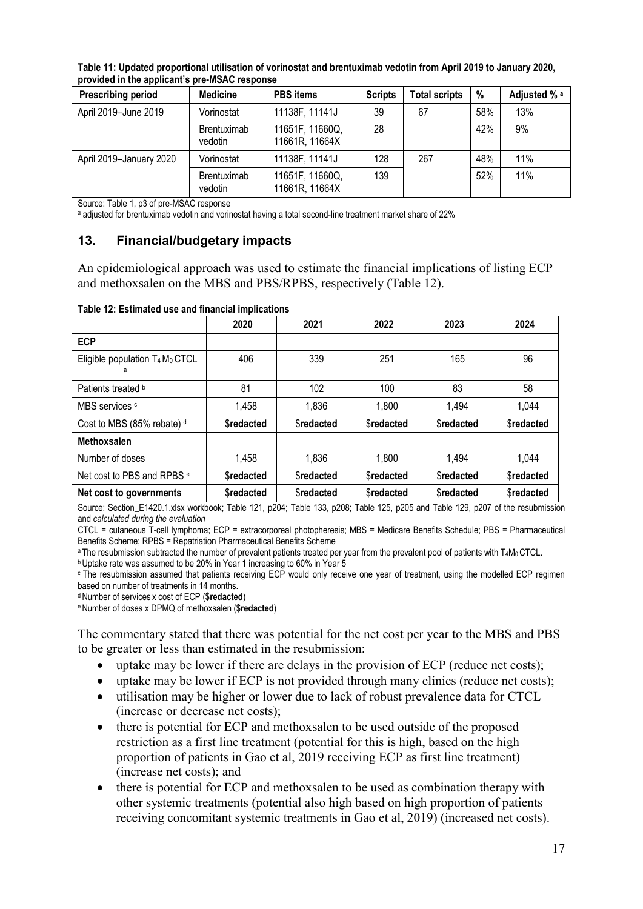**Table 11: Updated proportional utilisation of vorinostat and brentuximab vedotin from April 2019 to January 2020, provided in the applicant's pre-MSAC response**

| Prescribing period | Medicine | PBS items | Scripts | Total scripts | % | Adjusted % [a] |
|---|---|---|---|---|---|---|
| April 2019–June 2019 | Vorinostat | 11138F, 11141J | 39 | 67 | 58% | 13% |
| | Brentuximab vedotin | 11651F, 11660Q, 11661R, 11664X | 28 | | 42% | 9% |
| April 2019–January 2020 | Vorinostat | 11138F, 11141J | 128 | 267 | 48% | 11% |
| | Brentuximab vedotin | 11651F, 11660Q, 11661R, 11664X | 139 | | 52% | 11% |

Source: Table 1, p3 of pre-MSAC response

[a] adjusted for brentuximab vedotin and vorinostat having a total second-line treatment market share of 22%

## 13. Financial/budgetary impacts

An epidemiological approach was used to estimate the financial implications of listing ECP and methoxsalen on the MBS and PBS/RPBS, respectively (Table 12).

**Table 12: Estimated use and financial implications**

| | 2020 | 2021 | 2022 | 2023 | 2024 |
|---|---|---|---|---|---|
| **ECP** | | | | | |
| Eligible population $T_4 M_0$ CTCL [a] | 406 | 339 | 251 | 165 | 96 |
| Patients treated [b] | 81 | 102 | 100 | 83 | 58 |
| MBS services [c] | 1,458 | 1,836 | 1,800 | 1,494 | 1,044 |
| Cost to MBS (85% rebate) [d] | **$redacted** | **$redacted** | **$redacted** | **$redacted** | **$redacted** |
| **Methoxsalen** | | | | | |
| Number of doses | 1,458 | 1,836 | 1,800 | 1,494 | 1,044 |
| Net cost to PBS and RPBS [e] | **$redacted** | **$redacted** | **$redacted** | **$redacted** | **$redacted** |
| **Net cost to governments** | **$redacted** | **$redacted** | **$redacted** | **$redacted** | **$redacted** |

Source: Section_E1420.1.xlsx workbook; Table 121, p204; Table 133, p208; Table 125, p205 and Table 129, p207 of the resubmission and *calculated during the evaluation*

CTCL = cutaneous T-cell lymphoma; ECP = extracorporeal photopheresis; MBS = Medicare Benefits Schedule; PBS = Pharmaceutical Benefits Scheme; RPBS = Repatriation Pharmaceutical Benefits Scheme

[a] The resubmission subtracted the number of prevalent patients treated per year from the prevalent pool of patients with $T_4M_0$ CTCL.

[b] Uptake rate was assumed to be 20% in Year 1 increasing to 60% in Year 5

[c] The resubmission assumed that patients receiving ECP would only receive one year of treatment, using the modelled ECP regimen based on number of treatments in 14 months.

[d] Number of services x cost of ECP ($**redacted**)

[e] Number of doses x DPMQ of methoxsalen ($**redacted**)

The commentary stated that there was potential for the net cost per year to the MBS and PBS to be greater or less than estimated in the resubmission:

- uptake may be lower if there are delays in the provision of ECP (reduce net costs);
- uptake may be lower if ECP is not provided through many clinics (reduce net costs);
- utilisation may be higher or lower due to lack of robust prevalence data for CTCL (increase or decrease net costs);
- there is potential for ECP and methoxsalen to be used outside of the proposed restriction as a first line treatment (potential for this is high, based on the high proportion of patients in Gao et al, 2019 receiving ECP as first line treatment) (increase net costs); and
- there is potential for ECP and methoxsalen to be used as combination therapy with other systemic treatments (potential also high based on high proportion of patients receiving concomitant systemic treatments in Gao et al, 2019) (increased net costs).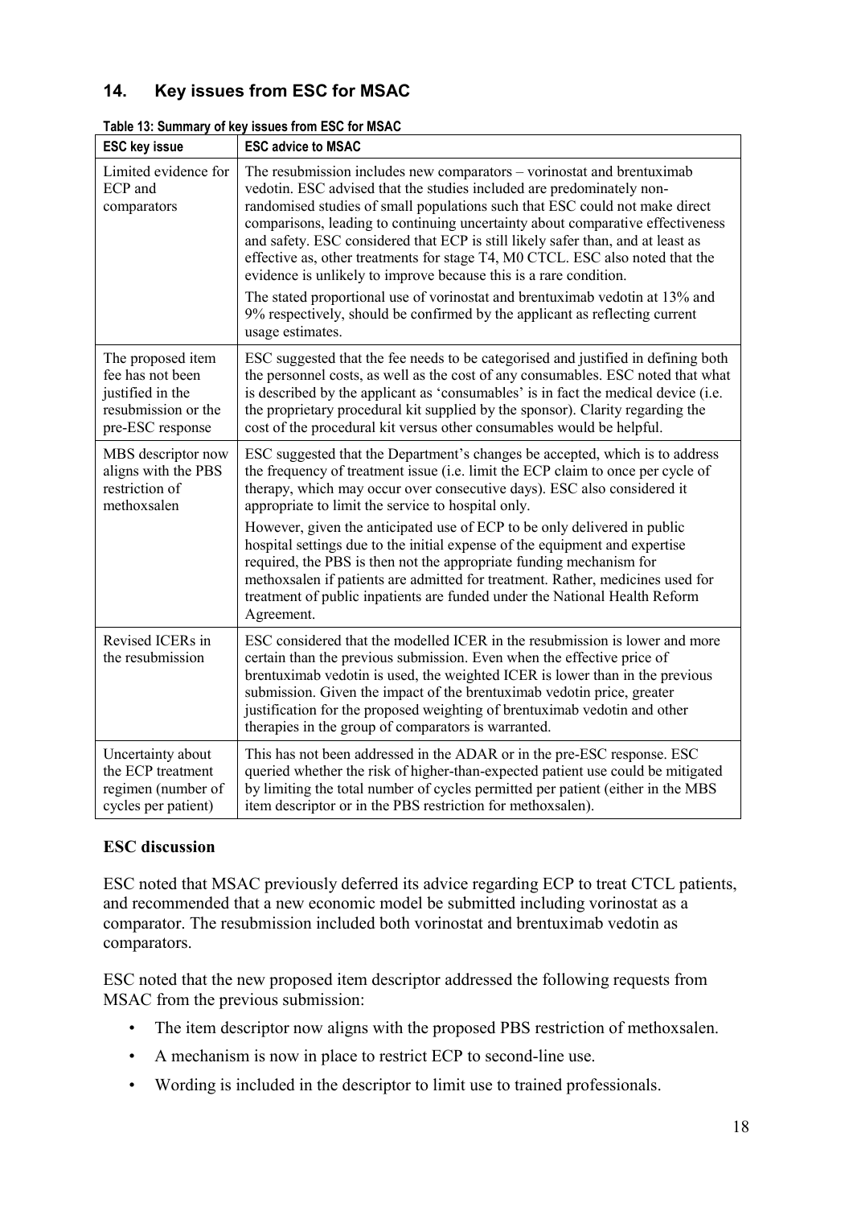## 14. Key issues from ESC for MSAC

**Table 13: Summary of key issues from ESC for MSAC**

| ESC key issue | ESC advice to MSAC |
| --- | --- |
| Limited evidence for ECP and comparators | The resubmission includes new comparators – vorinostat and brentuximab vedotin. ESC advised that the studies included are predominately non-randomised studies of small populations such that ESC could not make direct comparisons, leading to continuing uncertainty about comparative effectiveness and safety. ESC considered that ECP is still likely safer than, and at least as effective as, other treatments for stage T4, M0 CTCL. ESC also noted that the evidence is unlikely to improve because this is a rare condition.<br><br>The stated proportional use of vorinostat and brentuximab vedotin at 13% and 9% respectively, should be confirmed by the applicant as reflecting current usage estimates. |
| The proposed item fee has not been justified in the resubmission or the pre-ESC response | ESC suggested that the fee needs to be categorised and justified in defining both the personnel costs, as well as the cost of any consumables. ESC noted that what is described by the applicant as 'consumables' is in fact the medical device (i.e. the proprietary procedural kit supplied by the sponsor). Clarity regarding the cost of the procedural kit versus other consumables would be helpful. |
| MBS descriptor now aligns with the PBS restriction of methoxsalen | ESC suggested that the Department's changes be accepted, which is to address the frequency of treatment issue (i.e. limit the ECP claim to once per cycle of therapy, which may occur over consecutive days). ESC also considered it appropriate to limit the service to hospital only.<br><br>However, given the anticipated use of ECP to be only delivered in public hospital settings due to the initial expense of the equipment and expertise required, the PBS is then not the appropriate funding mechanism for methoxsalen if patients are admitted for treatment. Rather, medicines used for treatment of public inpatients are funded under the National Health Reform Agreement. |
| Revised ICERs in the resubmission | ESC considered that the modelled ICER in the resubmission is lower and more certain than the previous submission. Even when the effective price of brentuximab vedotin is used, the weighted ICER is lower than in the previous submission. Given the impact of the brentuximab vedotin price, greater justification for the proposed weighting of brentuximab vedotin and other therapies in the group of comparators is warranted. |
| Uncertainty about the ECP treatment regimen (number of cycles per patient) | This has not been addressed in the ADAR or in the pre-ESC response. ESC queried whether the risk of higher-than-expected patient use could be mitigated by limiting the total number of cycles permitted per patient (either in the MBS item descriptor or in the PBS restriction for methoxsalen). |

### ESC discussion

ESC noted that MSAC previously deferred its advice regarding ECP to treat CTCL patients, and recommended that a new economic model be submitted including vorinostat as a comparator. The resubmission included both vorinostat and brentuximab vedotin as comparators.

ESC noted that the new proposed item descriptor addressed the following requests from MSAC from the previous submission:

- The item descriptor now aligns with the proposed PBS restriction of methoxsalen.
- A mechanism is now in place to restrict ECP to second-line use.
- Wording is included in the descriptor to limit use to trained professionals.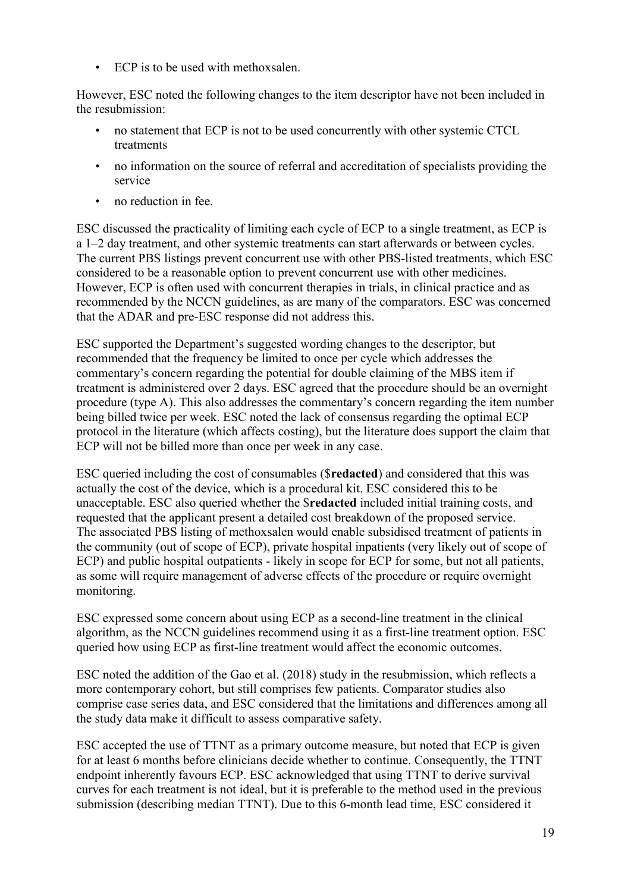- ECP is to be used with methoxsalen.

However, ESC noted the following changes to the item descriptor have not been included in the resubmission:

- no statement that ECP is not to be used concurrently with other systemic CTCL treatments
- no information on the source of referral and accreditation of specialists providing the service
- no reduction in fee.

ESC discussed the practicality of limiting each cycle of ECP to a single treatment, as ECP is a 1–2 day treatment, and other systemic treatments can start afterwards or between cycles. The current PBS listings prevent concurrent use with other PBS-listed treatments, which ESC considered to be a reasonable option to prevent concurrent use with other medicines. However, ECP is often used with concurrent therapies in trials, in clinical practice and as recommended by the NCCN guidelines, as are many of the comparators. ESC was concerned that the ADAR and pre-ESC response did not address this.

ESC supported the Department's suggested wording changes to the descriptor, but recommended that the frequency be limited to once per cycle which addresses the commentary's concern regarding the potential for double claiming of the MBS item if treatment is administered over 2 days. ESC agreed that the procedure should be an overnight procedure (type A). This also addresses the commentary's concern regarding the item number being billed twice per week. ESC noted the lack of consensus regarding the optimal ECP protocol in the literature (which affects costing), but the literature does support the claim that ECP will not be billed more than once per week in any case.

ESC queried including the cost of consumables ($**redacted**) and considered that this was actually the cost of the device, which is a procedural kit. ESC considered this to be unacceptable. ESC also queried whether the $**redacted** included initial training costs, and requested that the applicant present a detailed cost breakdown of the proposed service. The associated PBS listing of methoxsalen would enable subsidised treatment of patients in the community (out of scope of ECP), private hospital inpatients (very likely out of scope of ECP) and public hospital outpatients - likely in scope for ECP for some, but not all patients, as some will require management of adverse effects of the procedure or require overnight monitoring.

ESC expressed some concern about using ECP as a second-line treatment in the clinical algorithm, as the NCCN guidelines recommend using it as a first-line treatment option. ESC queried how using ECP as first-line treatment would affect the economic outcomes.

ESC noted the addition of the Gao et al. (2018) study in the resubmission, which reflects a more contemporary cohort, but still comprises few patients. Comparator studies also comprise case series data, and ESC considered that the limitations and differences among all the study data make it difficult to assess comparative safety.

ESC accepted the use of TTNT as a primary outcome measure, but noted that ECP is given for at least 6 months before clinicians decide whether to continue. Consequently, the TTNT endpoint inherently favours ECP. ESC acknowledged that using TTNT to derive survival curves for each treatment is not ideal, but it is preferable to the method used in the previous submission (describing median TTNT). Due to this 6-month lead time, ESC considered it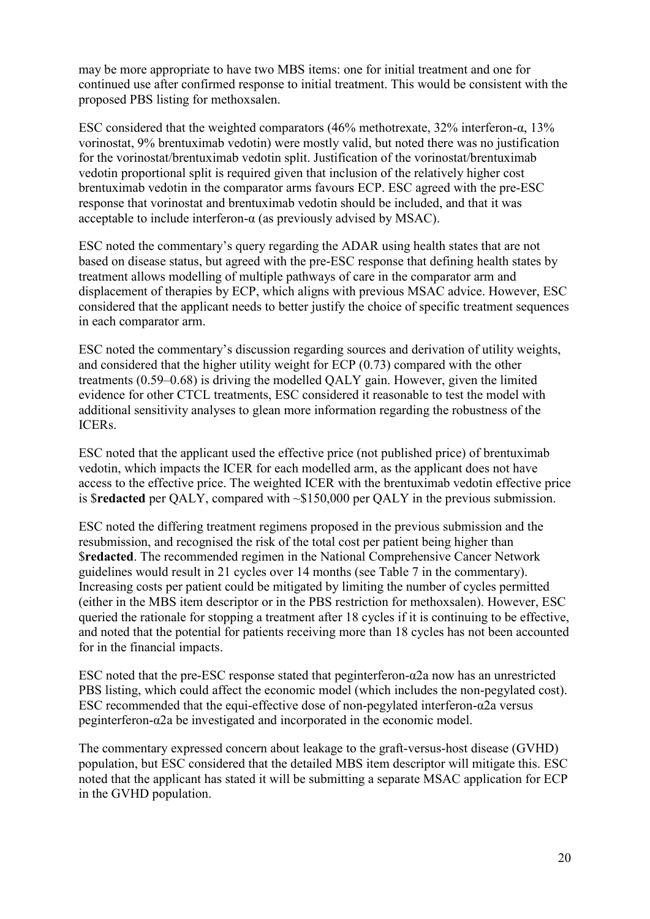may be more appropriate to have two MBS items: one for initial treatment and one for continued use after confirmed response to initial treatment. This would be consistent with the proposed PBS listing for methoxsalen.

ESC considered that the weighted comparators (46% methotrexate, 32% interferon-α, 13% vorinostat, 9% brentuximab vedotin) were mostly valid, but noted there was no justification for the vorinostat/brentuximab vedotin split. Justification of the vorinostat/brentuximab vedotin proportional split is required given that inclusion of the relatively higher cost brentuximab vedotin in the comparator arms favours ECP. ESC agreed with the pre-ESC response that vorinostat and brentuximab vedotin should be included, and that it was acceptable to include interferon-α (as previously advised by MSAC).

ESC noted the commentary's query regarding the ADAR using health states that are not based on disease status, but agreed with the pre-ESC response that defining health states by treatment allows modelling of multiple pathways of care in the comparator arm and displacement of therapies by ECP, which aligns with previous MSAC advice. However, ESC considered that the applicant needs to better justify the choice of specific treatment sequences in each comparator arm.

ESC noted the commentary's discussion regarding sources and derivation of utility weights, and considered that the higher utility weight for ECP (0.73) compared with the other treatments (0.59–0.68) is driving the modelled QALY gain. However, given the limited evidence for other CTCL treatments, ESC considered it reasonable to test the model with additional sensitivity analyses to glean more information regarding the robustness of the ICERs.

ESC noted that the applicant used the effective price (not published price) of brentuximab vedotin, which impacts the ICER for each modelled arm, as the applicant does not have access to the effective price. The weighted ICER with the brentuximab vedotin effective price is $**redacted** per QALY, compared with ~$150,000 per QALY in the previous submission.

ESC noted the differing treatment regimens proposed in the previous submission and the resubmission, and recognised the risk of the total cost per patient being higher than $**redacted**. The recommended regimen in the National Comprehensive Cancer Network guidelines would result in 21 cycles over 14 months (see Table 7 in the commentary). Increasing costs per patient could be mitigated by limiting the number of cycles permitted (either in the MBS item descriptor or in the PBS restriction for methoxsalen). However, ESC queried the rationale for stopping a treatment after 18 cycles if it is continuing to be effective, and noted that the potential for patients receiving more than 18 cycles has not been accounted for in the financial impacts.

ESC noted that the pre-ESC response stated that peginterferon-α2a now has an unrestricted PBS listing, which could affect the economic model (which includes the non-pegylated cost). ESC recommended that the equi-effective dose of non-pegylated interferon-α2a versus peginterferon-α2a be investigated and incorporated in the economic model.

The commentary expressed concern about leakage to the graft-versus-host disease (GVHD) population, but ESC considered that the detailed MBS item descriptor will mitigate this. ESC noted that the applicant has stated it will be submitting a separate MSAC application for ECP in the GVHD population.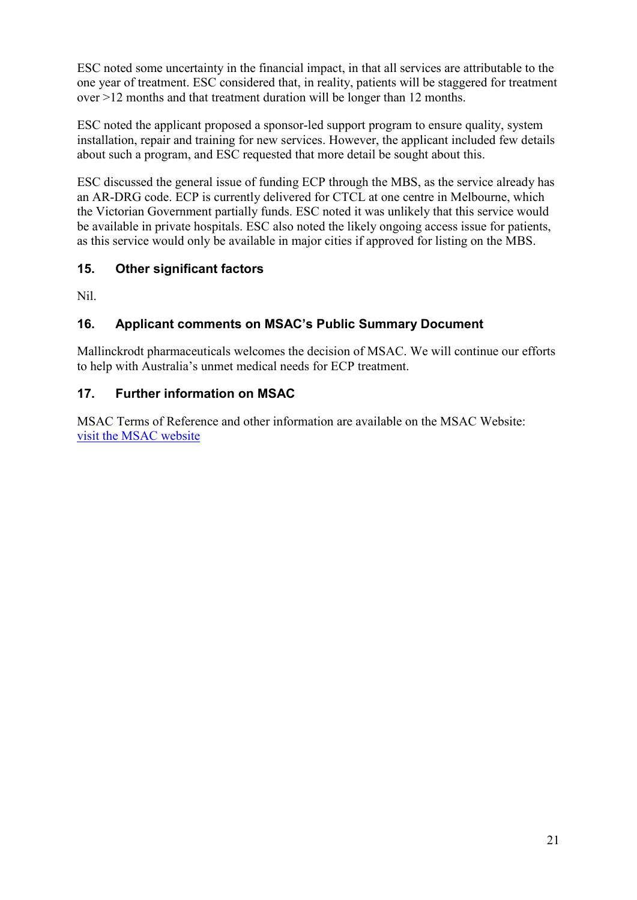ESC noted some uncertainty in the financial impact, in that all services are attributable to the one year of treatment. ESC considered that, in reality, patients will be staggered for treatment over >12 months and that treatment duration will be longer than 12 months.

ESC noted the applicant proposed a sponsor-led support program to ensure quality, system installation, repair and training for new services. However, the applicant included few details about such a program, and ESC requested that more detail be sought about this.

ESC discussed the general issue of funding ECP through the MBS, as the service already has an AR-DRG code. ECP is currently delivered for CTCL at one centre in Melbourne, which the Victorian Government partially funds. ESC noted it was unlikely that this service would be available in private hospitals. ESC also noted the likely ongoing access issue for patients, as this service would only be available in major cities if approved for listing on the MBS.

## 15. Other significant factors

Nil.

## 16. Applicant comments on MSAC's Public Summary Document

Mallinckrodt pharmaceuticals welcomes the decision of MSAC. We will continue our efforts to help with Australia's unmet medical needs for ECP treatment.

## 17. Further information on MSAC

MSAC Terms of Reference and other information are available on the MSAC Website: [visit the MSAC website]()